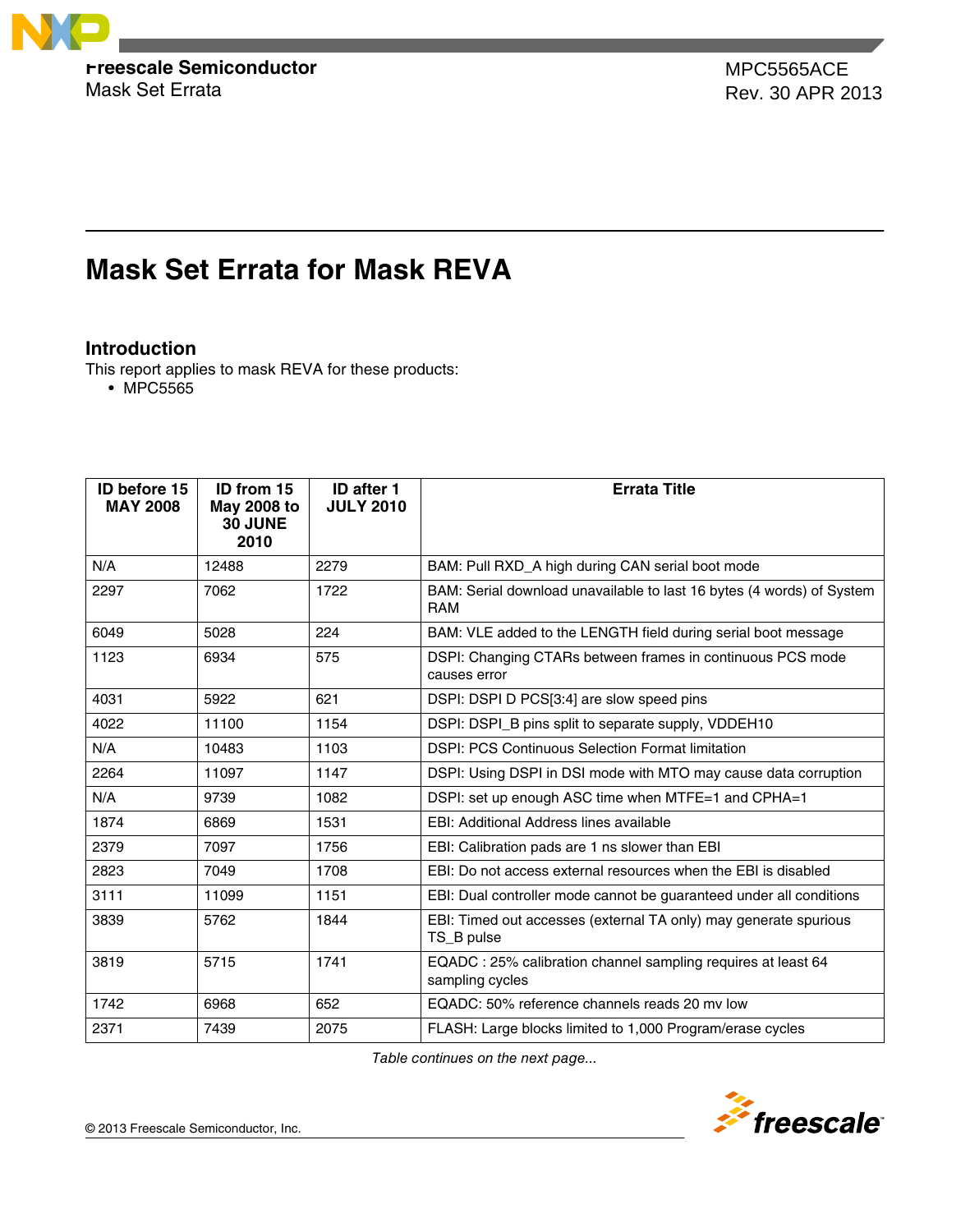Freescale Semiconductor
Mask Set Errata

MPC5565ACE
Rev. 30 APR 2013

# Mask Set Errata for Mask REVA

## Introduction

This report applies to mask REVA for these products:

- MPC5565

| ID before 15 MAY 2008 | ID from 15 May 2008 to 30 JUNE 2010 | ID after 1 JULY 2010 | Errata Title |
|---|---|---|---|
| N/A | 12488 | 2279 | BAM: Pull RXD_A high during CAN serial boot mode |
| 2297 | 7062 | 1722 | BAM: Serial download unavailable to last 16 bytes (4 words) of System RAM |
| 6049 | 5028 | 224 | BAM: VLE added to the LENGTH field during serial boot message |
| 1123 | 6934 | 575 | DSPI: Changing CTARs between frames in continuous PCS mode causes error |
| 4031 | 5922 | 621 | DSPI: DSPI D PCS[3:4] are slow speed pins |
| 4022 | 11100 | 1154 | DSPI: DSPI_B pins split to separate supply, VDDEH10 |
| N/A | 10483 | 1103 | DSPI: PCS Continuous Selection Format limitation |
| 2264 | 11097 | 1147 | DSPI: Using DSPI in DSI mode with MTO may cause data corruption |
| N/A | 9739 | 1082 | DSPI: set up enough ASC time when MTFE=1 and CPHA=1 |
| 1874 | 6869 | 1531 | EBI: Additional Address lines available |
| 2379 | 7097 | 1756 | EBI: Calibration pads are 1 ns slower than EBI |
| 2823 | 7049 | 1708 | EBI: Do not access external resources when the EBI is disabled |
| 3111 | 11099 | 1151 | EBI: Dual controller mode cannot be guaranteed under all conditions |
| 3839 | 5762 | 1844 | EBI: Timed out accesses (external TA only) may generate spurious TS_B pulse |
| 3819 | 5715 | 1741 | EQADC : 25% calibration channel sampling requires at least 64 sampling cycles |
| 1742 | 6968 | 652 | EQADC: 50% reference channels reads 20 mv low |
| 2371 | 7439 | 2075 | FLASH: Large blocks limited to 1,000 Program/erase cycles |

*Table continues on the next page...*

© 2013 Freescale Semiconductor, Inc.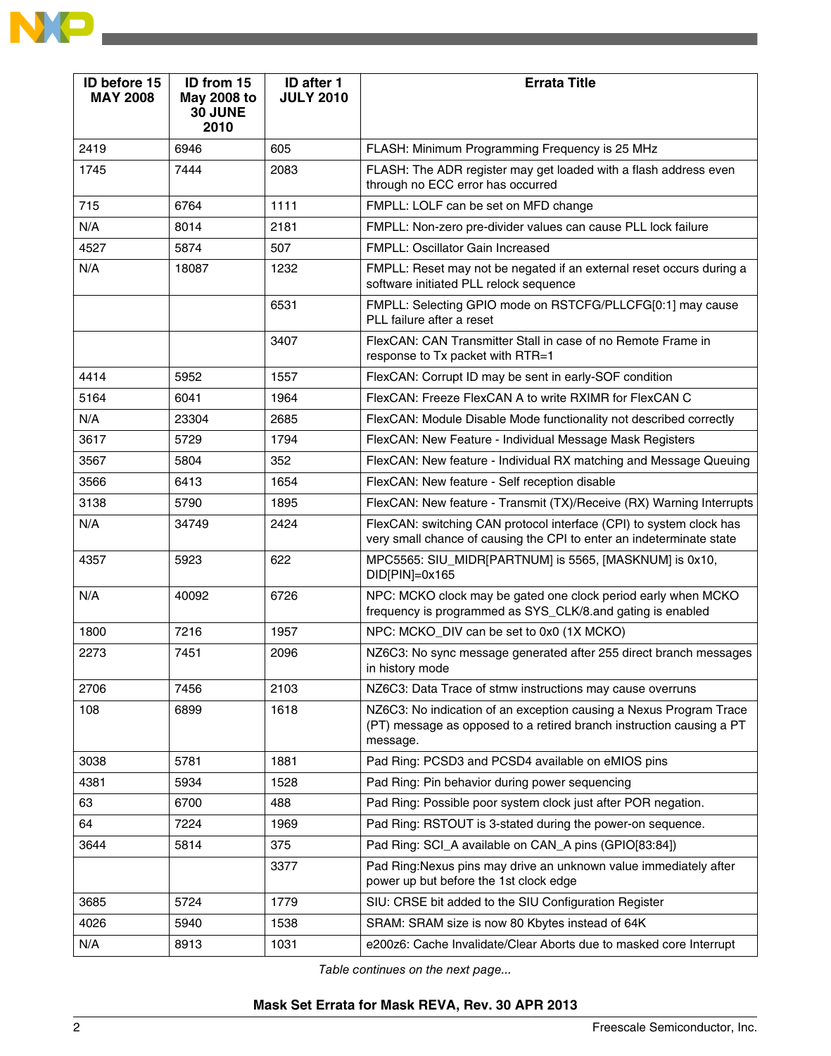| ID before 15 MAY 2008 | ID from 15 May 2008 to 30 JUNE 2010 | ID after 1 JULY 2010 | Errata Title |
|---|---|---|---|
| 2419 | 6946 | 605 | FLASH: Minimum Programming Frequency is 25 MHz |
| 1745 | 7444 | 2083 | FLASH: The ADR register may get loaded with a flash address even through no ECC error has occurred |
| 715 | 6764 | 1111 | FMPLL: LOLF can be set on MFD change |
| N/A | 8014 | 2181 | FMPLL: Non-zero pre-divider values can cause PLL lock failure |
| 4527 | 5874 | 507 | FMPLL: Oscillator Gain Increased |
| N/A | 18087 | 1232 | FMPLL: Reset may not be negated if an external reset occurs during a software initiated PLL relock sequence |
| | | 6531 | FMPLL: Selecting GPIO mode on RSTCFG/PLLCFG[0:1] may cause PLL failure after a reset |
| | | 3407 | FlexCAN: CAN Transmitter Stall in case of no Remote Frame in response to Tx packet with RTR=1 |
| 4414 | 5952 | 1557 | FlexCAN: Corrupt ID may be sent in early-SOF condition |
| 5164 | 6041 | 1964 | FlexCAN: Freeze FlexCAN A to write RXIMR for FlexCAN C |
| N/A | 23304 | 2685 | FlexCAN: Module Disable Mode functionality not described correctly |
| 3617 | 5729 | 1794 | FlexCAN: New Feature - Individual Message Mask Registers |
| 3567 | 5804 | 352 | FlexCAN: New feature - Individual RX matching and Message Queuing |
| 3566 | 6413 | 1654 | FlexCAN: New feature - Self reception disable |
| 3138 | 5790 | 1895 | FlexCAN: New feature - Transmit (TX)/Receive (RX) Warning Interrupts |
| N/A | 34749 | 2424 | FlexCAN: switching CAN protocol interface (CPI) to system clock has very small chance of causing the CPI to enter an indeterminate state |
| 4357 | 5923 | 622 | MPC5565: SIU_MIDR[PARTNUM] is 5565, [MASKNUM] is 0x10, DID[PIN]=0x165 |
| N/A | 40092 | 6726 | NPC: MCKO clock may be gated one clock period early when MCKO frequency is programmed as SYS_CLK/8.and gating is enabled |
| 1800 | 7216 | 1957 | NPC: MCKO_DIV can be set to 0x0 (1X MCKO) |
| 2273 | 7451 | 2096 | NZ6C3: No sync message generated after 255 direct branch messages in history mode |
| 2706 | 7456 | 2103 | NZ6C3: Data Trace of stmw instructions may cause overruns |
| 108 | 6899 | 1618 | NZ6C3: No indication of an exception causing a Nexus Program Trace (PT) message as opposed to a retired branch instruction causing a PT message. |
| 3038 | 5781 | 1881 | Pad Ring: PCSD3 and PCSD4 available on eMIOS pins |
| 4381 | 5934 | 1528 | Pad Ring: Pin behavior during power sequencing |
| 63 | 6700 | 488 | Pad Ring: Possible poor system clock just after POR negation. |
| 64 | 7224 | 1969 | Pad Ring: RSTOUT is 3-stated during the power-on sequence. |
| 3644 | 5814 | 375 | Pad Ring: SCI_A available on CAN_A pins (GPIO[83:84]) |
| | | 3377 | Pad Ring:Nexus pins may drive an unknown value immediately after power up but before the 1st clock edge |
| 3685 | 5724 | 1779 | SIU: CRSE bit added to the SIU Configuration Register |
| 4026 | 5940 | 1538 | SRAM: SRAM size is now 80 Kbytes instead of 64K |
| N/A | 8913 | 1031 | e200z6: Cache Invalidate/Clear Aborts due to masked core Interrupt |

*Table continues on the next page...*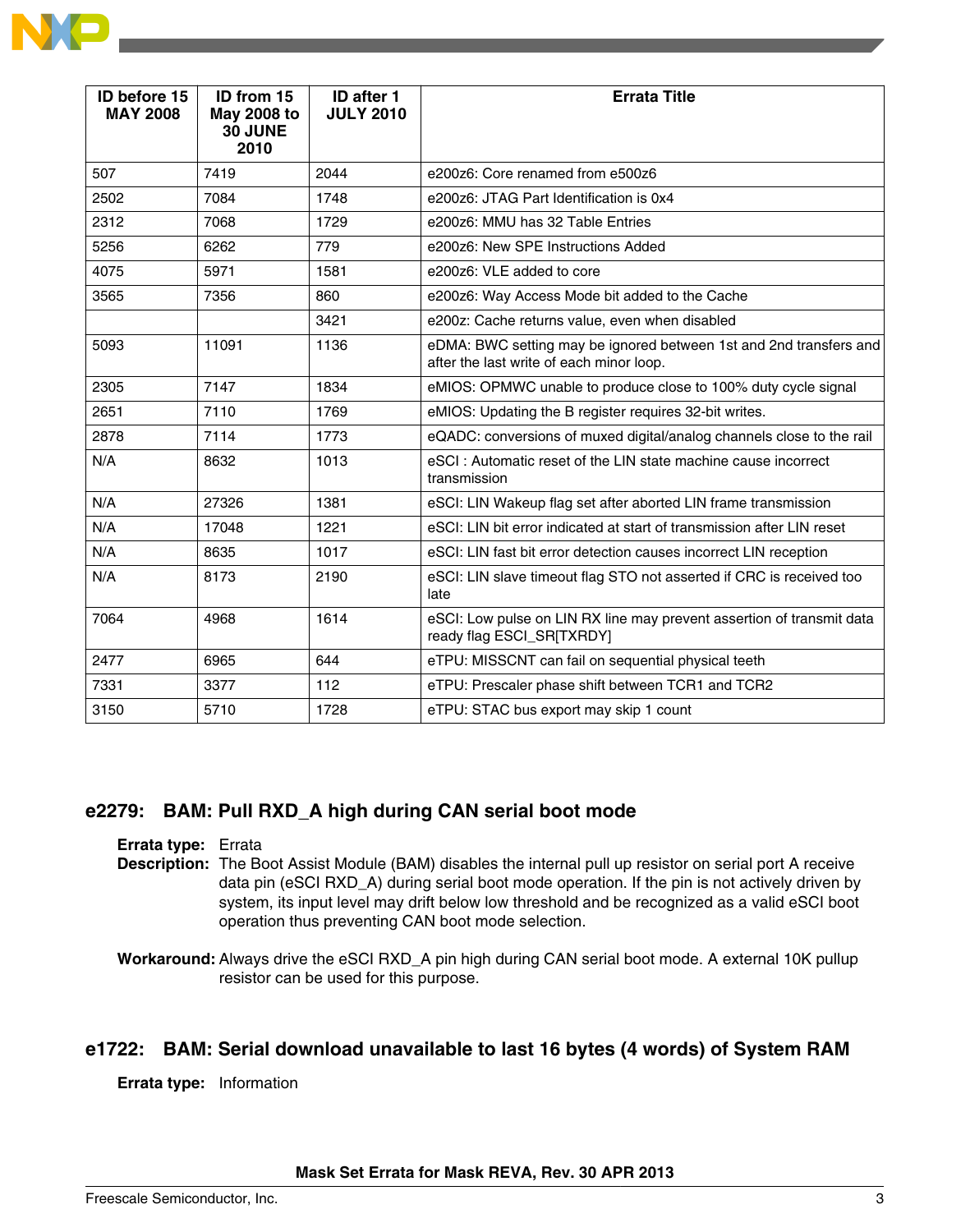| ID before 15 MAY 2008 | ID from 15 May 2008 to 30 JUNE 2010 | ID after 1 JULY 2010 | Errata Title |
|---|---|---|---|
| 507 | 7419 | 2044 | e200z6: Core renamed from e500z6 |
| 2502 | 7084 | 1748 | e200z6: JTAG Part Identification is 0x4 |
| 2312 | 7068 | 1729 | e200z6: MMU has 32 Table Entries |
| 5256 | 6262 | 779 | e200z6: New SPE Instructions Added |
| 4075 | 5971 | 1581 | e200z6: VLE added to core |
| 3565 | 7356 | 860 | e200z6: Way Access Mode bit added to the Cache |
| | | 3421 | e200z: Cache returns value, even when disabled |
| 5093 | 11091 | 1136 | eDMA: BWC setting may be ignored between 1st and 2nd transfers and after the last write of each minor loop. |
| 2305 | 7147 | 1834 | eMIOS: OPMWC unable to produce close to 100% duty cycle signal |
| 2651 | 7110 | 1769 | eMIOS: Updating the B register requires 32-bit writes. |
| 2878 | 7114 | 1773 | eQADC: conversions of muxed digital/analog channels close to the rail |
| N/A | 8632 | 1013 | eSCI : Automatic reset of the LIN state machine cause incorrect transmission |
| N/A | 27326 | 1381 | eSCI: LIN Wakeup flag set after aborted LIN frame transmission |
| N/A | 17048 | 1221 | eSCI: LIN bit error indicated at start of transmission after LIN reset |
| N/A | 8635 | 1017 | eSCI: LIN fast bit error detection causes incorrect LIN reception |
| N/A | 8173 | 2190 | eSCI: LIN slave timeout flag STO not asserted if CRC is received too late |
| 7064 | 4968 | 1614 | eSCI: Low pulse on LIN RX line may prevent assertion of transmit data ready flag ESCI_SR[TXRDY] |
| 2477 | 6965 | 644 | eTPU: MISSCNT can fail on sequential physical teeth |
| 7331 | 3377 | 112 | eTPU: Prescaler phase shift between TCR1 and TCR2 |
| 3150 | 5710 | 1728 | eTPU: STAC bus export may skip 1 count |

## e2279: BAM: Pull RXD_A high during CAN serial boot mode

**Errata type:** Errata

**Description:** The Boot Assist Module (BAM) disables the internal pull up resistor on serial port A receive data pin (eSCI RXD_A) during serial boot mode operation. If the pin is not actively driven by system, its input level may drift below low threshold and be recognized as a valid eSCI boot operation thus preventing CAN boot mode selection.

**Workaround:** Always drive the eSCI RXD_A pin high during CAN serial boot mode. A external 10K pullup resistor can be used for this purpose.

## e1722: BAM: Serial download unavailable to last 16 bytes (4 words) of System RAM

**Errata type:** Information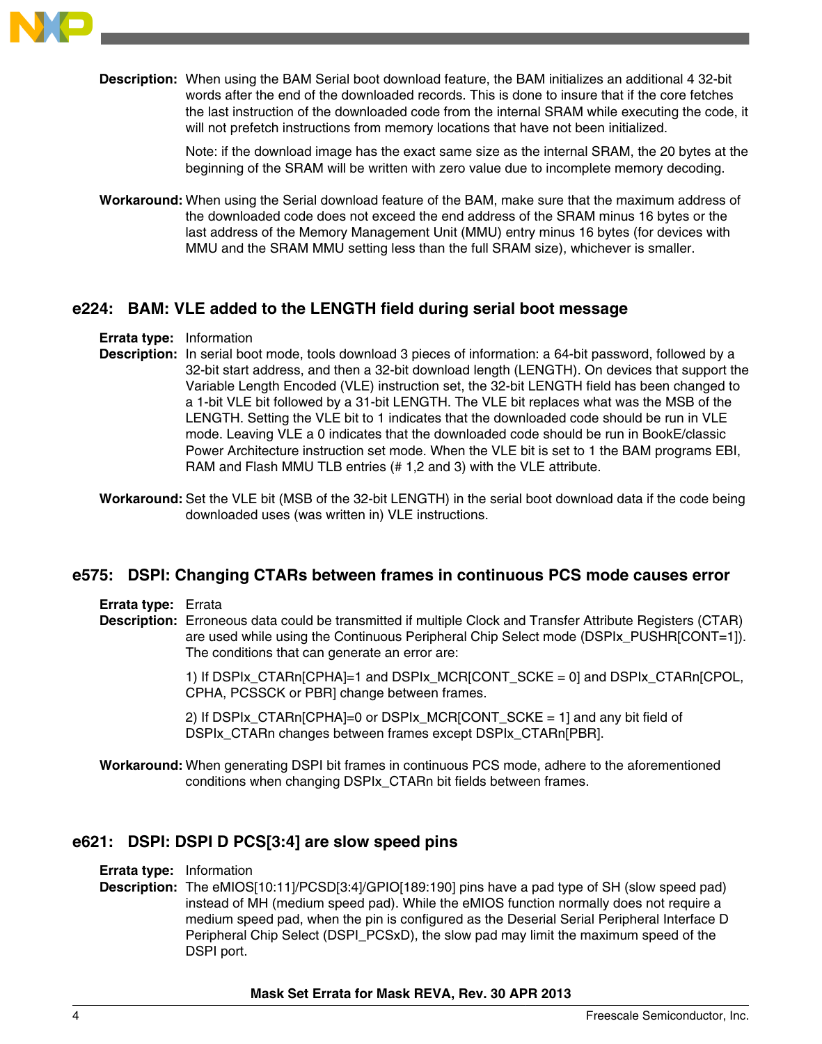**Description:** When using the BAM Serial boot download feature, the BAM initializes an additional 4 32-bit words after the end of the downloaded records. This is done to insure that if the core fetches the last instruction of the downloaded code from the internal SRAM while executing the code, it will not prefetch instructions from memory locations that have not been initialized.

Note: if the download image has the exact same size as the internal SRAM, the 20 bytes at the beginning of the SRAM will be written with zero value due to incomplete memory decoding.

**Workaround:** When using the Serial download feature of the BAM, make sure that the maximum address of the downloaded code does not exceed the end address of the SRAM minus 16 bytes or the last address of the Memory Management Unit (MMU) entry minus 16 bytes (for devices with MMU and the SRAM MMU setting less than the full SRAM size), whichever is smaller.

## e224: BAM: VLE added to the LENGTH field during serial boot message

**Errata type:** Information

**Description:** In serial boot mode, tools download 3 pieces of information: a 64-bit password, followed by a 32-bit start address, and then a 32-bit download length (LENGTH). On devices that support the Variable Length Encoded (VLE) instruction set, the 32-bit LENGTH field has been changed to a 1-bit VLE bit followed by a 31-bit LENGTH. The VLE bit replaces what was the MSB of the LENGTH. Setting the VLE bit to 1 indicates that the downloaded code should be run in VLE mode. Leaving VLE a 0 indicates that the downloaded code should be run in BookE/classic Power Architecture instruction set mode. When the VLE bit is set to 1 the BAM programs EBI, RAM and Flash MMU TLB entries (# 1,2 and 3) with the VLE attribute.

**Workaround:** Set the VLE bit (MSB of the 32-bit LENGTH) in the serial boot download data if the code being downloaded uses (was written in) VLE instructions.

## e575: DSPI: Changing CTARs between frames in continuous PCS mode causes error

**Errata type:** Errata

**Description:** Erroneous data could be transmitted if multiple Clock and Transfer Attribute Registers (CTAR) are used while using the Continuous Peripheral Chip Select mode (DSPIx_PUSHR[CONT=1]). The conditions that can generate an error are:

1) If DSPIx_CTARn[CPHA]=1 and DSPIx_MCR[CONT_SCKE = 0] and DSPIx_CTARn[CPOL, CPHA, PCSSCK or PBR] change between frames.

2) If DSPIx_CTARn[CPHA]=0 or DSPIx_MCR[CONT_SCKE = 1] and any bit field of DSPIx_CTARn changes between frames except DSPIx_CTARn[PBR].

**Workaround:** When generating DSPI bit frames in continuous PCS mode, adhere to the aforementioned conditions when changing DSPIx_CTARn bit fields between frames.

## e621: DSPI: DSPI D PCS[3:4] are slow speed pins

**Errata type:** Information

**Description:** The eMIOS[10:11]/PCSD[3:4]/GPIO[189:190] pins have a pad type of SH (slow speed pad) instead of MH (medium speed pad). While the eMIOS function normally does not require a medium speed pad, when the pin is configured as the Deserial Serial Peripheral Interface D Peripheral Chip Select (DSPI_PCSxD), the slow pad may limit the maximum speed of the DSPI port.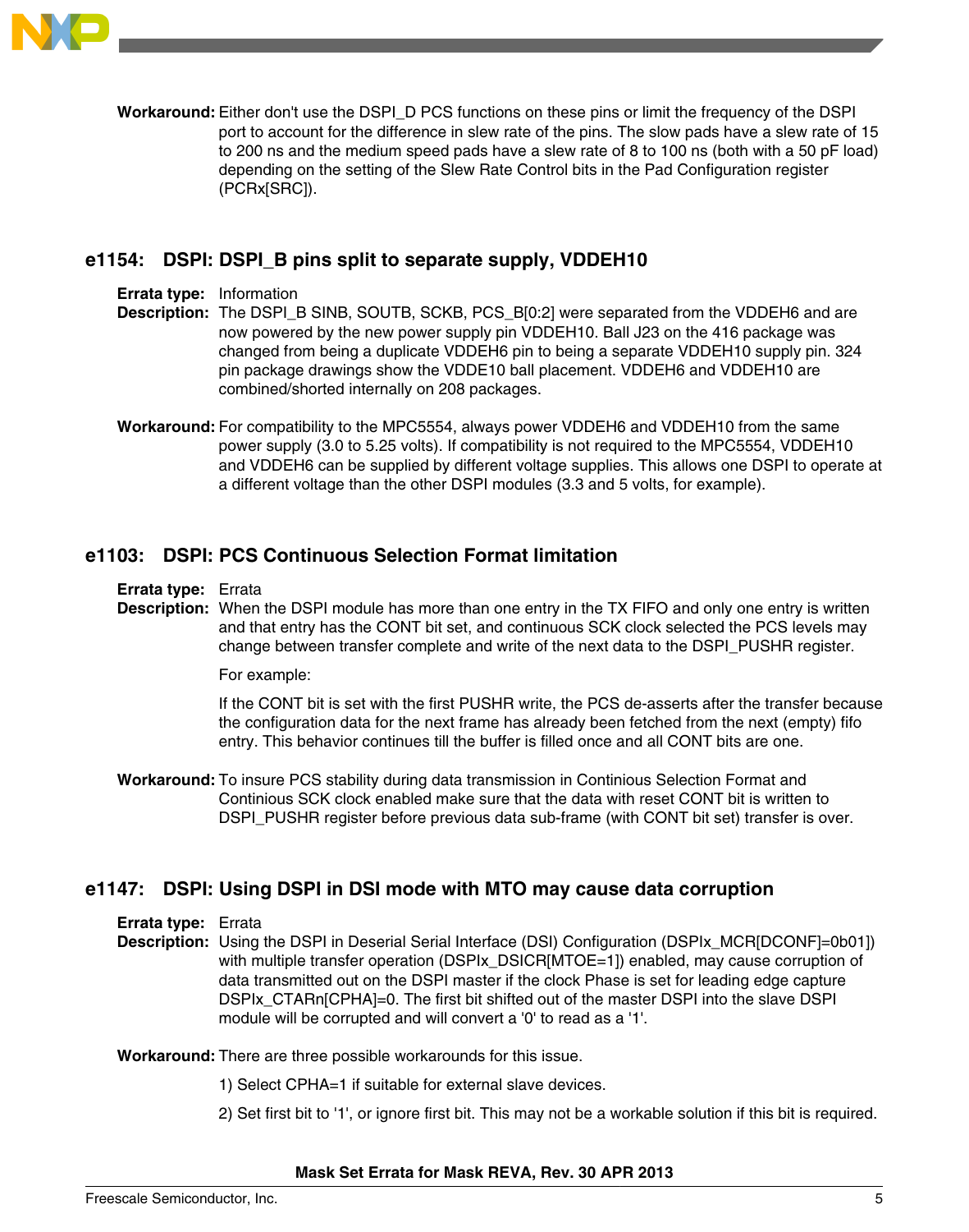**Workaround:** Either don't use the DSPI_D PCS functions on these pins or limit the frequency of the DSPI port to account for the difference in slew rate of the pins. The slow pads have a slew rate of 15 to 200 ns and the medium speed pads have a slew rate of 8 to 100 ns (both with a 50 pF load) depending on the setting of the Slew Rate Control bits in the Pad Configuration register (PCRx[SRC]).

## e1154: DSPI: DSPI_B pins split to separate supply, VDDEH10

**Errata type:** Information

**Description:** The DSPI_B SINB, SOUTB, SCKB, PCS_B[0:2] were separated from the VDDEH6 and are now powered by the new power supply pin VDDEH10. Ball J23 on the 416 package was changed from being a duplicate VDDEH6 pin to being a separate VDDEH10 supply pin. 324 pin package drawings show the VDDE10 ball placement. VDDEH6 and VDDEH10 are combined/shorted internally on 208 packages.

**Workaround:** For compatibility to the MPC5554, always power VDDEH6 and VDDEH10 from the same power supply (3.0 to 5.25 volts). If compatibility is not required to the MPC5554, VDDEH10 and VDDEH6 can be supplied by different voltage supplies. This allows one DSPI to operate at a different voltage than the other DSPI modules (3.3 and 5 volts, for example).

## e1103: DSPI: PCS Continuous Selection Format limitation

**Errata type:** Errata

**Description:** When the DSPI module has more than one entry in the TX FIFO and only one entry is written and that entry has the CONT bit set, and continuous SCK clock selected the PCS levels may change between transfer complete and write of the next data to the DSPI_PUSHR register.

For example:

If the CONT bit is set with the first PUSHR write, the PCS de-asserts after the transfer because the configuration data for the next frame has already been fetched from the next (empty) fifo entry. This behavior continues till the buffer is filled once and all CONT bits are one.

**Workaround:** To insure PCS stability during data transmission in Continious Selection Format and Continious SCK clock enabled make sure that the data with reset CONT bit is written to DSPI_PUSHR register before previous data sub-frame (with CONT bit set) transfer is over.

## e1147: DSPI: Using DSPI in DSI mode with MTO may cause data corruption

**Errata type:** Errata

**Description:** Using the DSPI in Deserial Serial Interface (DSI) Configuration (DSPIx_MCR[DCONF]=0b01]) with multiple transfer operation (DSPIx_DSICR[MTOE=1]) enabled, may cause corruption of data transmitted out on the DSPI master if the clock Phase is set for leading edge capture DSPIx_CTARn[CPHA]=0. The first bit shifted out of the master DSPI into the slave DSPI module will be corrupted and will convert a '0' to read as a '1'.

**Workaround:** There are three possible workarounds for this issue.

1) Select CPHA=1 if suitable for external slave devices.

2) Set first bit to '1', or ignore first bit. This may not be a workable solution if this bit is required.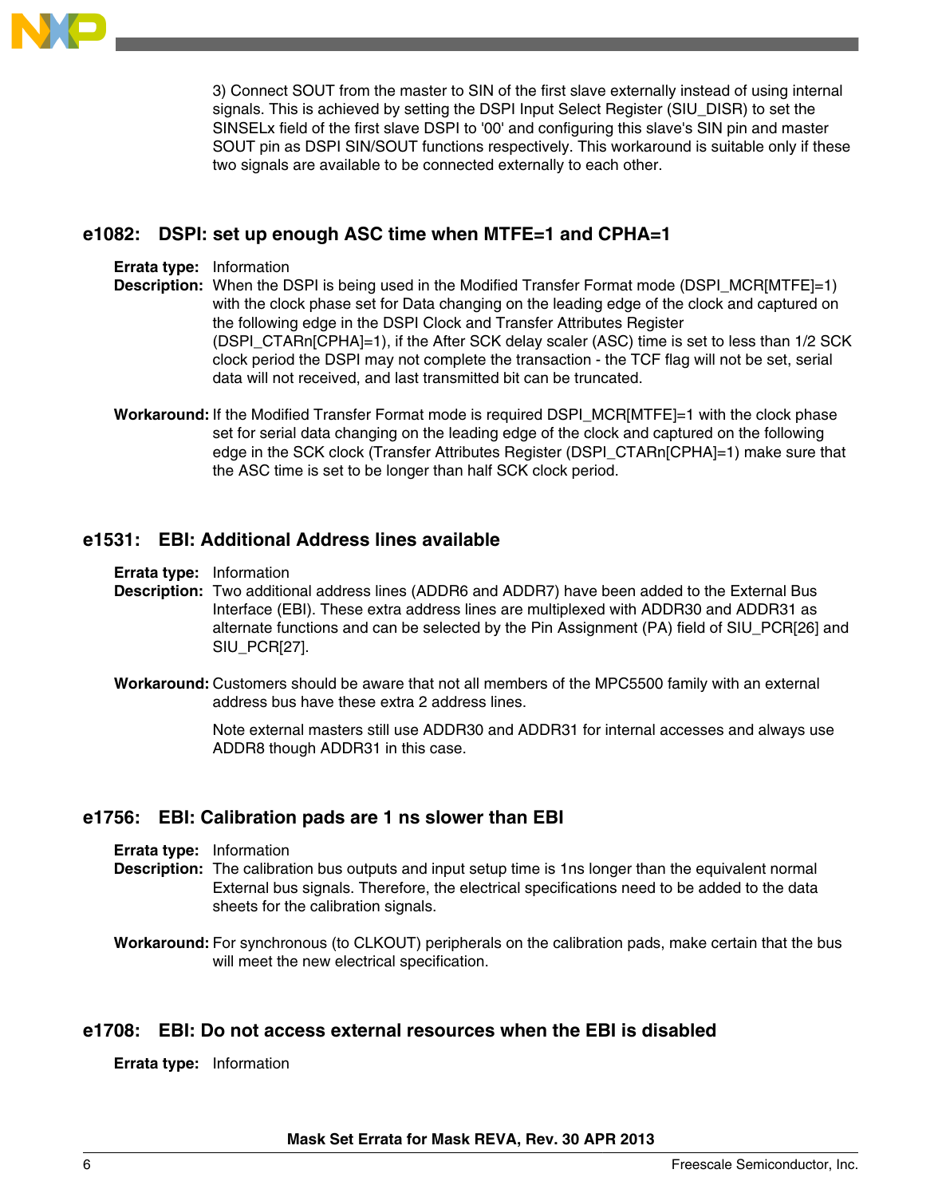3) Connect SOUT from the master to SIN of the first slave externally instead of using internal signals. This is achieved by setting the DSPI Input Select Register (SIU_DISR) to set the SINSELx field of the first slave DSPI to '00' and configuring this slave's SIN pin and master SOUT pin as DSPI SIN/SOUT functions respectively. This workaround is suitable only if these two signals are available to be connected externally to each other.

## e1082: DSPI: set up enough ASC time when MTFE=1 and CPHA=1

**Errata type:** Information

**Description:** When the DSPI is being used in the Modified Transfer Format mode (DSPI_MCR[MTFE]=1) with the clock phase set for Data changing on the leading edge of the clock and captured on the following edge in the DSPI Clock and Transfer Attributes Register (DSPI_CTARn[CPHA]=1), if the After SCK delay scaler (ASC) time is set to less than 1/2 SCK clock period the DSPI may not complete the transaction - the TCF flag will not be set, serial data will not received, and last transmitted bit can be truncated.

**Workaround:** If the Modified Transfer Format mode is required DSPI_MCR[MTFE]=1 with the clock phase set for serial data changing on the leading edge of the clock and captured on the following edge in the SCK clock (Transfer Attributes Register (DSPI_CTARn[CPHA]=1) make sure that the ASC time is set to be longer than half SCK clock period.

## e1531: EBI: Additional Address lines available

**Errata type:** Information

**Description:** Two additional address lines (ADDR6 and ADDR7) have been added to the External Bus Interface (EBI). These extra address lines are multiplexed with ADDR30 and ADDR31 as alternate functions and can be selected by the Pin Assignment (PA) field of SIU_PCR[26] and SIU_PCR[27].

**Workaround:** Customers should be aware that not all members of the MPC5500 family with an external address bus have these extra 2 address lines.

Note external masters still use ADDR30 and ADDR31 for internal accesses and always use ADDR8 though ADDR31 in this case.

## e1756: EBI: Calibration pads are 1 ns slower than EBI

**Errata type:** Information

**Description:** The calibration bus outputs and input setup time is 1ns longer than the equivalent normal External bus signals. Therefore, the electrical specifications need to be added to the data sheets for the calibration signals.

**Workaround:** For synchronous (to CLKOUT) peripherals on the calibration pads, make certain that the bus will meet the new electrical specification.

## e1708: EBI: Do not access external resources when the EBI is disabled

**Errata type:** Information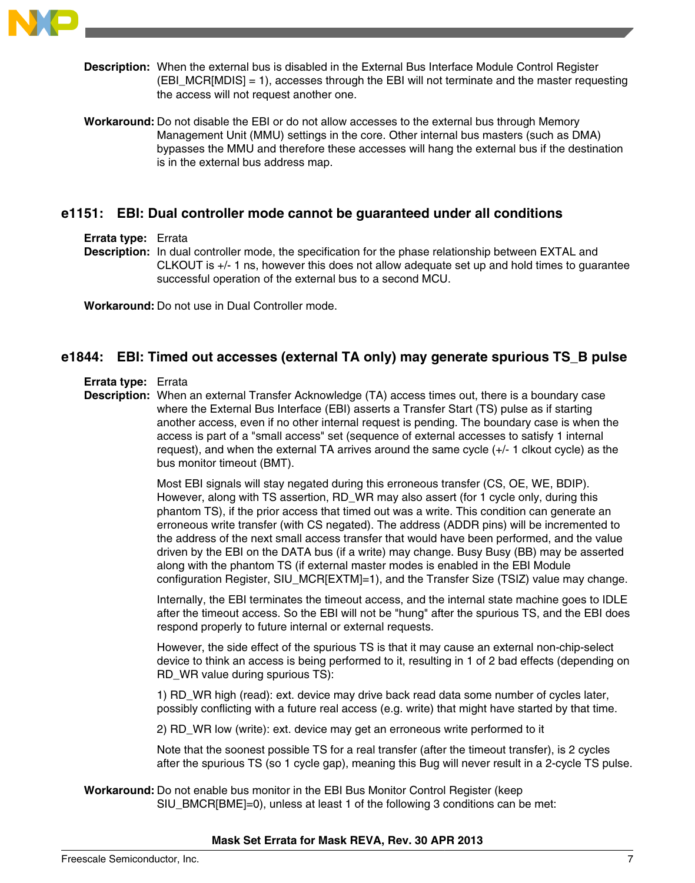**Description:** When the external bus is disabled in the External Bus Interface Module Control Register (EBI_MCR[MDIS] = 1), accesses through the EBI will not terminate and the master requesting the access will not request another one.

**Workaround:** Do not disable the EBI or do not allow accesses to the external bus through Memory Management Unit (MMU) settings in the core. Other internal bus masters (such as DMA) bypasses the MMU and therefore these accesses will hang the external bus if the destination is in the external bus address map.

## e1151: EBI: Dual controller mode cannot be guaranteed under all conditions

**Errata type:** Errata

**Description:** In dual controller mode, the specification for the phase relationship between EXTAL and CLKOUT is +/- 1 ns, however this does not allow adequate set up and hold times to guarantee successful operation of the external bus to a second MCU.

**Workaround:** Do not use in Dual Controller mode.

## e1844: EBI: Timed out accesses (external TA only) may generate spurious TS_B pulse

**Errata type:** Errata

**Description:** When an external Transfer Acknowledge (TA) access times out, there is a boundary case where the External Bus Interface (EBI) asserts a Transfer Start (TS) pulse as if starting another access, even if no other internal request is pending. The boundary case is when the access is part of a "small access" set (sequence of external accesses to satisfy 1 internal request), and when the external TA arrives around the same cycle (+/- 1 clkout cycle) as the bus monitor timeout (BMT).

Most EBI signals will stay negated during this erroneous transfer (CS, OE, WE, BDIP). However, along with TS assertion, RD_WR may also assert (for 1 cycle only, during this phantom TS), if the prior access that timed out was a write. This condition can generate an erroneous write transfer (with CS negated). The address (ADDR pins) will be incremented to the address of the next small access transfer that would have been performed, and the value driven by the EBI on the DATA bus (if a write) may change. Busy Busy (BB) may be asserted along with the phantom TS (if external master modes is enabled in the EBI Module configuration Register, SIU_MCR[EXTM]=1), and the Transfer Size (TSIZ) value may change.

Internally, the EBI terminates the timeout access, and the internal state machine goes to IDLE after the timeout access. So the EBI will not be "hung" after the spurious TS, and the EBI does respond properly to future internal or external requests.

However, the side effect of the spurious TS is that it may cause an external non-chip-select device to think an access is being performed to it, resulting in 1 of 2 bad effects (depending on RD_WR value during spurious TS):

1) RD_WR high (read): ext. device may drive back read data some number of cycles later, possibly conflicting with a future real access (e.g. write) that might have started by that time.

2) RD_WR low (write): ext. device may get an erroneous write performed to it

Note that the soonest possible TS for a real transfer (after the timeout transfer), is 2 cycles after the spurious TS (so 1 cycle gap), meaning this Bug will never result in a 2-cycle TS pulse.

**Workaround:** Do not enable bus monitor in the EBI Bus Monitor Control Register (keep SIU_BMCR[BME]=0), unless at least 1 of the following 3 conditions can be met: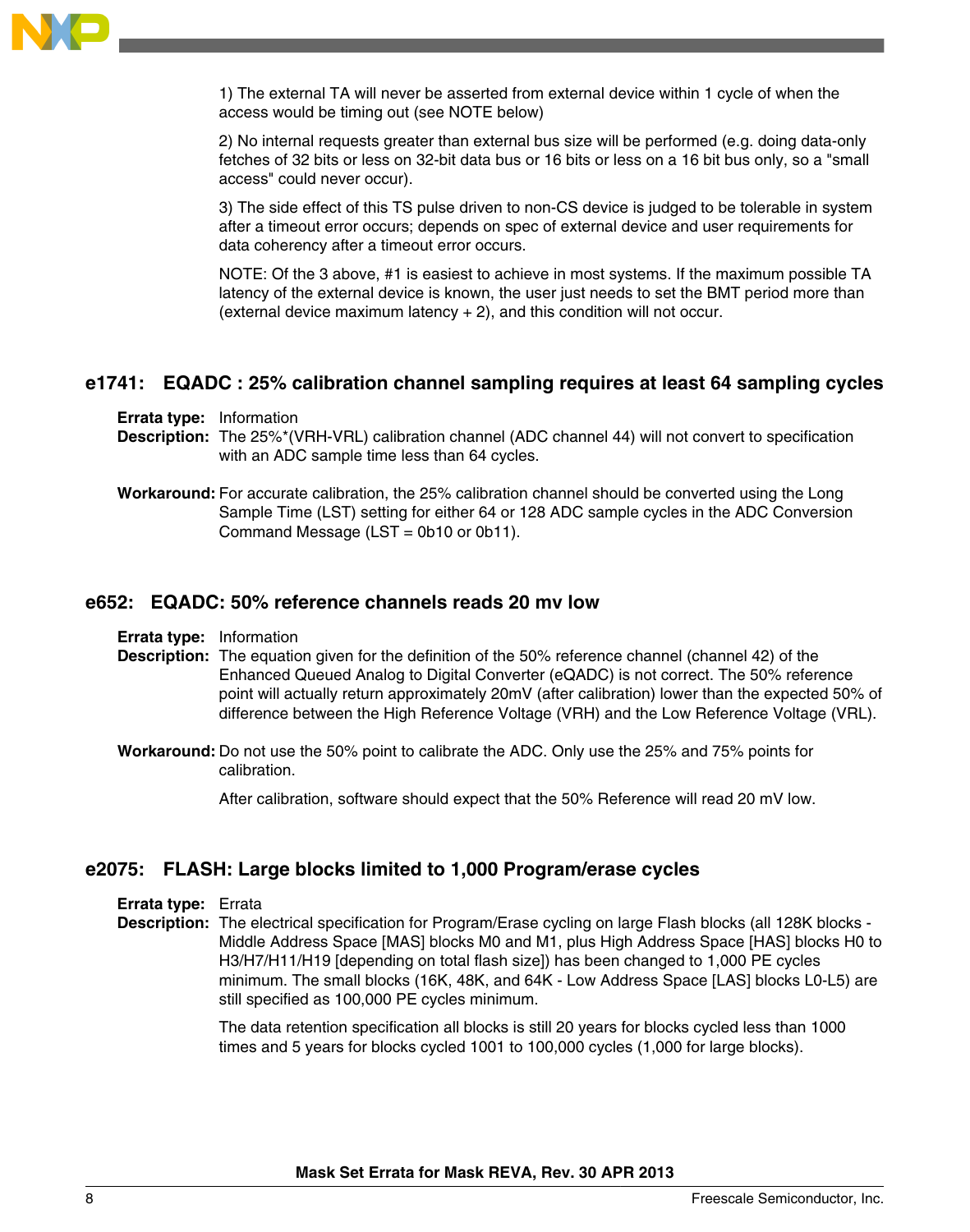1) The external TA will never be asserted from external device within 1 cycle of when the access would be timing out (see NOTE below)

2) No internal requests greater than external bus size will be performed (e.g. doing data-only fetches of 32 bits or less on 32-bit data bus or 16 bits or less on a 16 bit bus only, so a "small access" could never occur).

3) The side effect of this TS pulse driven to non-CS device is judged to be tolerable in system after a timeout error occurs; depends on spec of external device and user requirements for data coherency after a timeout error occurs.

NOTE: Of the 3 above, #1 is easiest to achieve in most systems. If the maximum possible TA latency of the external device is known, the user just needs to set the BMT period more than (external device maximum latency + 2), and this condition will not occur.

## e1741: EQADC : 25% calibration channel sampling requires at least 64 sampling cycles

**Errata type:** Information

**Description:** The 25%*(VRH-VRL) calibration channel (ADC channel 44) will not convert to specification with an ADC sample time less than 64 cycles.

**Workaround:** For accurate calibration, the 25% calibration channel should be converted using the Long Sample Time (LST) setting for either 64 or 128 ADC sample cycles in the ADC Conversion Command Message (LST = 0b10 or 0b11).

## e652: EQADC: 50% reference channels reads 20 mv low

**Errata type:** Information

**Description:** The equation given for the definition of the 50% reference channel (channel 42) of the Enhanced Queued Analog to Digital Converter (eQADC) is not correct. The 50% reference point will actually return approximately 20mV (after calibration) lower than the expected 50% of difference between the High Reference Voltage (VRH) and the Low Reference Voltage (VRL).

**Workaround:** Do not use the 50% point to calibrate the ADC. Only use the 25% and 75% points for calibration.

After calibration, software should expect that the 50% Reference will read 20 mV low.

## e2075: FLASH: Large blocks limited to 1,000 Program/erase cycles

**Errata type:** Errata

**Description:** The electrical specification for Program/Erase cycling on large Flash blocks (all 128K blocks - Middle Address Space [MAS] blocks M0 and M1, plus High Address Space [HAS] blocks H0 to H3/H7/H11/H19 [depending on total flash size]) has been changed to 1,000 PE cycles minimum. The small blocks (16K, 48K, and 64K - Low Address Space [LAS] blocks L0-L5) are still specified as 100,000 PE cycles minimum.

The data retention specification all blocks is still 20 years for blocks cycled less than 1000 times and 5 years for blocks cycled 1001 to 100,000 cycles (1,000 for large blocks).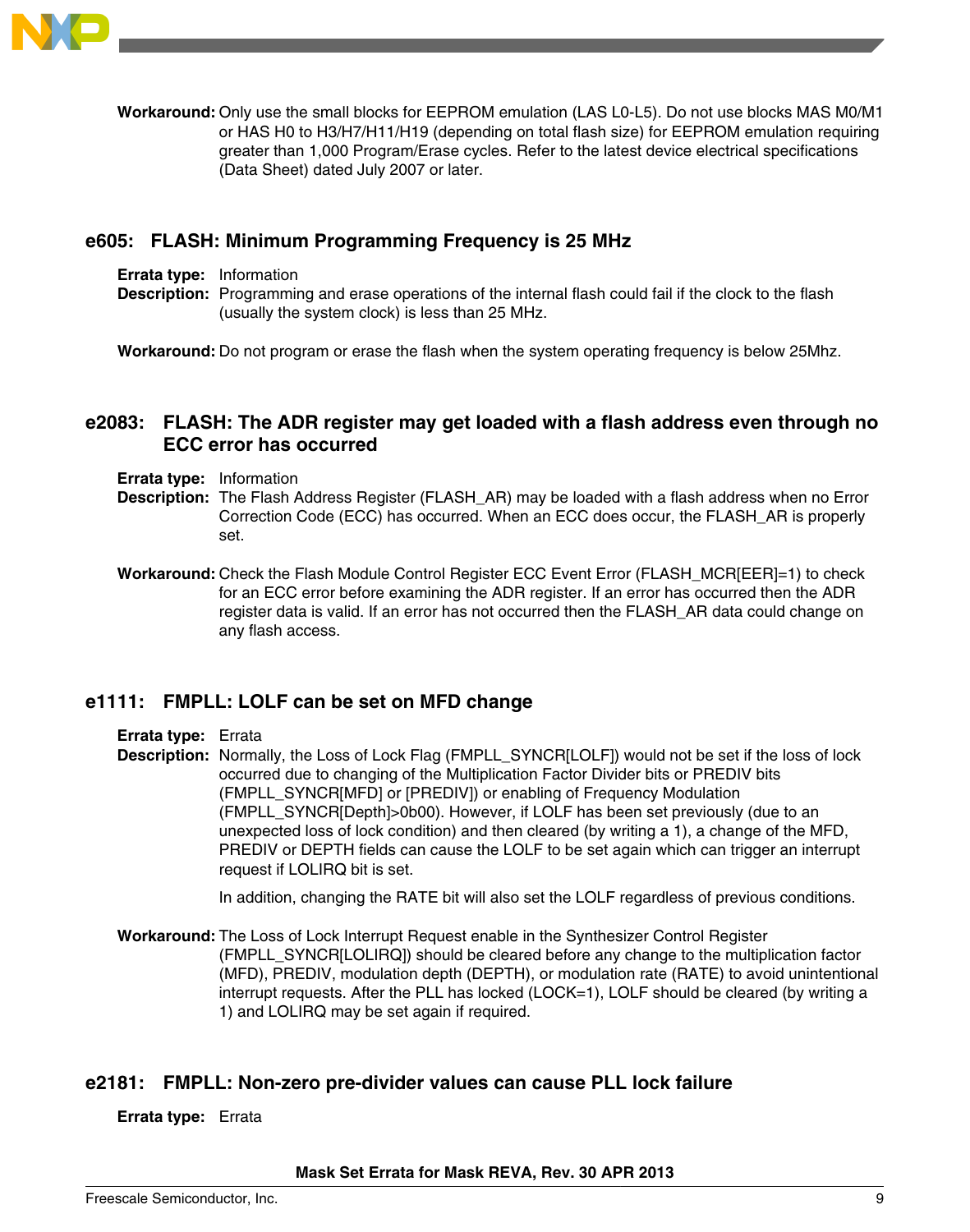**Workaround:** Only use the small blocks for EEPROM emulation (LAS L0-L5). Do not use blocks MAS M0/M1 or HAS H0 to H3/H7/H11/H19 (depending on total flash size) for EEPROM emulation requiring greater than 1,000 Program/Erase cycles. Refer to the latest device electrical specifications (Data Sheet) dated July 2007 or later.

## e605: FLASH: Minimum Programming Frequency is 25 MHz

**Errata type:** Information

**Description:** Programming and erase operations of the internal flash could fail if the clock to the flash (usually the system clock) is less than 25 MHz.

**Workaround:** Do not program or erase the flash when the system operating frequency is below 25Mhz.

## e2083: FLASH: The ADR register may get loaded with a flash address even through no ECC error has occurred

**Errata type:** Information

**Description:** The Flash Address Register (FLASH_AR) may be loaded with a flash address when no Error Correction Code (ECC) has occurred. When an ECC does occur, the FLASH_AR is properly set.

**Workaround:** Check the Flash Module Control Register ECC Event Error (FLASH_MCR[EER]=1) to check for an ECC error before examining the ADR register. If an error has occurred then the ADR register data is valid. If an error has not occurred then the FLASH_AR data could change on any flash access.

## e1111: FMPLL: LOLF can be set on MFD change

**Errata type:** Errata

**Description:** Normally, the Loss of Lock Flag (FMPLL_SYNCR[LOLF]) would not be set if the loss of lock occurred due to changing of the Multiplication Factor Divider bits or PREDIV bits (FMPLL_SYNCR[MFD] or [PREDIV]) or enabling of Frequency Modulation (FMPLL_SYNCR[Depth]>0b00). However, if LOLF has been set previously (due to an unexpected loss of lock condition) and then cleared (by writing a 1), a change of the MFD, PREDIV or DEPTH fields can cause the LOLF to be set again which can trigger an interrupt request if LOLIRQ bit is set.

In addition, changing the RATE bit will also set the LOLF regardless of previous conditions.

**Workaround:** The Loss of Lock Interrupt Request enable in the Synthesizer Control Register (FMPLL_SYNCR[LOLIRQ]) should be cleared before any change to the multiplication factor (MFD), PREDIV, modulation depth (DEPTH), or modulation rate (RATE) to avoid unintentional interrupt requests. After the PLL has locked (LOCK=1), LOLF should be cleared (by writing a 1) and LOLIRQ may be set again if required.

## e2181: FMPLL: Non-zero pre-divider values can cause PLL lock failure

**Errata type:** Errata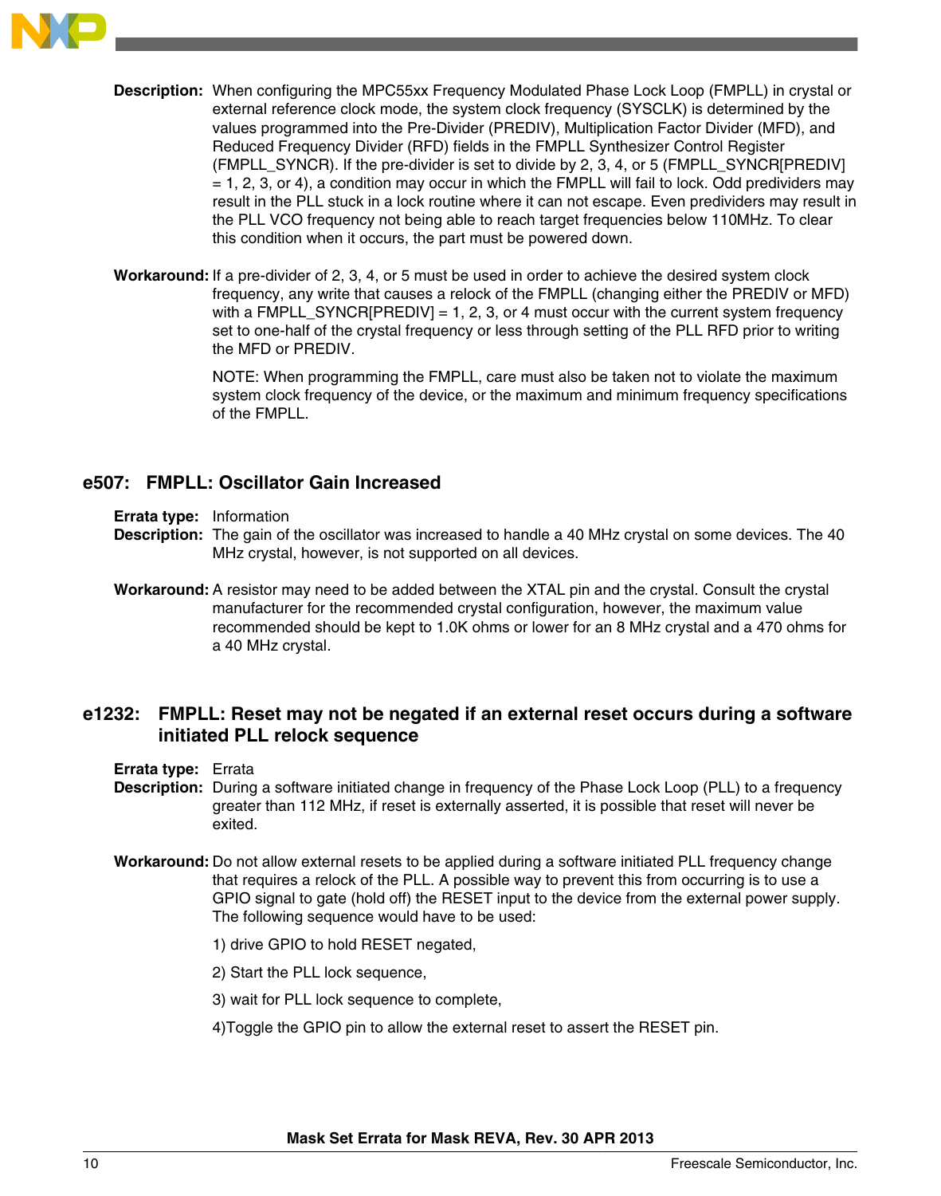**Description:** When configuring the MPC55xx Frequency Modulated Phase Lock Loop (FMPLL) in crystal or external reference clock mode, the system clock frequency (SYSCLK) is determined by the values programmed into the Pre-Divider (PREDIV), Multiplication Factor Divider (MFD), and Reduced Frequency Divider (RFD) fields in the FMPLL Synthesizer Control Register (FMPLL_SYNCR). If the pre-divider is set to divide by 2, 3, 4, or 5 (FMPLL_SYNCR[PREDIV] = 1, 2, 3, or 4), a condition may occur in which the FMPLL will fail to lock. Odd predividers may result in the PLL stuck in a lock routine where it can not escape. Even predividers may result in the PLL VCO frequency not being able to reach target frequencies below 110MHz. To clear this condition when it occurs, the part must be powered down.

**Workaround:** If a pre-divider of 2, 3, 4, or 5 must be used in order to achieve the desired system clock frequency, any write that causes a relock of the FMPLL (changing either the PREDIV or MFD) with a FMPLL_SYNCR[PREDIV] = 1, 2, 3, or 4 must occur with the current system frequency set to one-half of the crystal frequency or less through setting of the PLL RFD prior to writing the MFD or PREDIV.

NOTE: When programming the FMPLL, care must also be taken not to violate the maximum system clock frequency of the device, or the maximum and minimum frequency specifications of the FMPLL.

## e507: FMPLL: Oscillator Gain Increased

**Errata type:** Information

**Description:** The gain of the oscillator was increased to handle a 40 MHz crystal on some devices. The 40 MHz crystal, however, is not supported on all devices.

**Workaround:** A resistor may need to be added between the XTAL pin and the crystal. Consult the crystal manufacturer for the recommended crystal configuration, however, the maximum value recommended should be kept to 1.0K ohms or lower for an 8 MHz crystal and a 470 ohms for a 40 MHz crystal.

## e1232: FMPLL: Reset may not be negated if an external reset occurs during a software initiated PLL relock sequence

**Errata type:** Errata

**Description:** During a software initiated change in frequency of the Phase Lock Loop (PLL) to a frequency greater than 112 MHz, if reset is externally asserted, it is possible that reset will never be exited.

**Workaround:** Do not allow external resets to be applied during a software initiated PLL frequency change that requires a relock of the PLL. A possible way to prevent this from occurring is to use a GPIO signal to gate (hold off) the RESET input to the device from the external power supply. The following sequence would have to be used:

1) drive GPIO to hold RESET negated,

2) Start the PLL lock sequence,

3) wait for PLL lock sequence to complete,

4)Toggle the GPIO pin to allow the external reset to assert the RESET pin.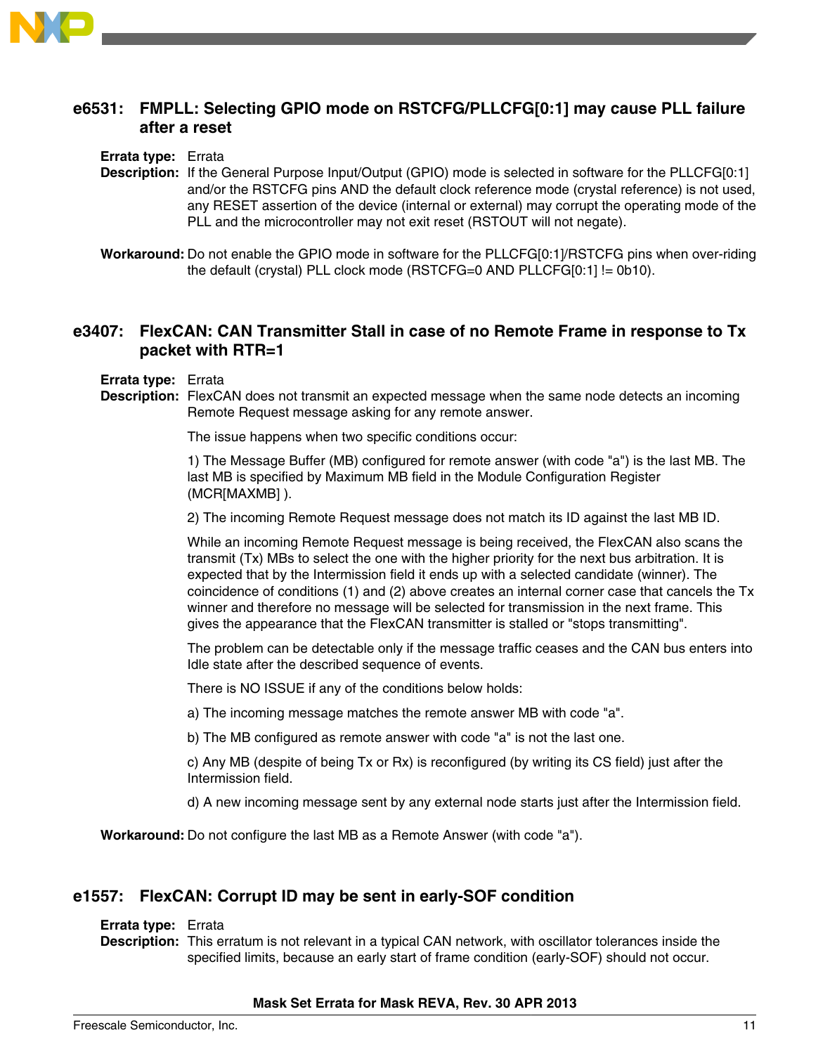## e6531: FMPLL: Selecting GPIO mode on RSTCFG/PLLCFG[0:1] may cause PLL failure after a reset

**Errata type:** Errata

**Description:** If the General Purpose Input/Output (GPIO) mode is selected in software for the PLLCFG[0:1] and/or the RSTCFG pins AND the default clock reference mode (crystal reference) is not used, any RESET assertion of the device (internal or external) may corrupt the operating mode of the PLL and the microcontroller may not exit reset (RSTOUT will not negate).

**Workaround:** Do not enable the GPIO mode in software for the PLLCFG[0:1]/RSTCFG pins when over-riding the default (crystal) PLL clock mode (RSTCFG=0 AND PLLCFG[0:1] != 0b10).

## e3407: FlexCAN: CAN Transmitter Stall in case of no Remote Frame in response to Tx packet with RTR=1

**Errata type:** Errata

**Description:** FlexCAN does not transmit an expected message when the same node detects an incoming Remote Request message asking for any remote answer.

The issue happens when two specific conditions occur:

1) The Message Buffer (MB) configured for remote answer (with code "a") is the last MB. The last MB is specified by Maximum MB field in the Module Configuration Register (MCR[MAXMB] ).

2) The incoming Remote Request message does not match its ID against the last MB ID.

While an incoming Remote Request message is being received, the FlexCAN also scans the transmit (Tx) MBs to select the one with the higher priority for the next bus arbitration. It is expected that by the Intermission field it ends up with a selected candidate (winner). The coincidence of conditions (1) and (2) above creates an internal corner case that cancels the Tx winner and therefore no message will be selected for transmission in the next frame. This gives the appearance that the FlexCAN transmitter is stalled or "stops transmitting".

The problem can be detectable only if the message traffic ceases and the CAN bus enters into Idle state after the described sequence of events.

There is NO ISSUE if any of the conditions below holds:

a) The incoming message matches the remote answer MB with code "a".

b) The MB configured as remote answer with code "a" is not the last one.

c) Any MB (despite of being Tx or Rx) is reconfigured (by writing its CS field) just after the Intermission field.

d) A new incoming message sent by any external node starts just after the Intermission field.

**Workaround:** Do not configure the last MB as a Remote Answer (with code "a").

## e1557: FlexCAN: Corrupt ID may be sent in early-SOF condition

**Errata type:** Errata

**Description:** This erratum is not relevant in a typical CAN network, with oscillator tolerances inside the specified limits, because an early start of frame condition (early-SOF) should not occur.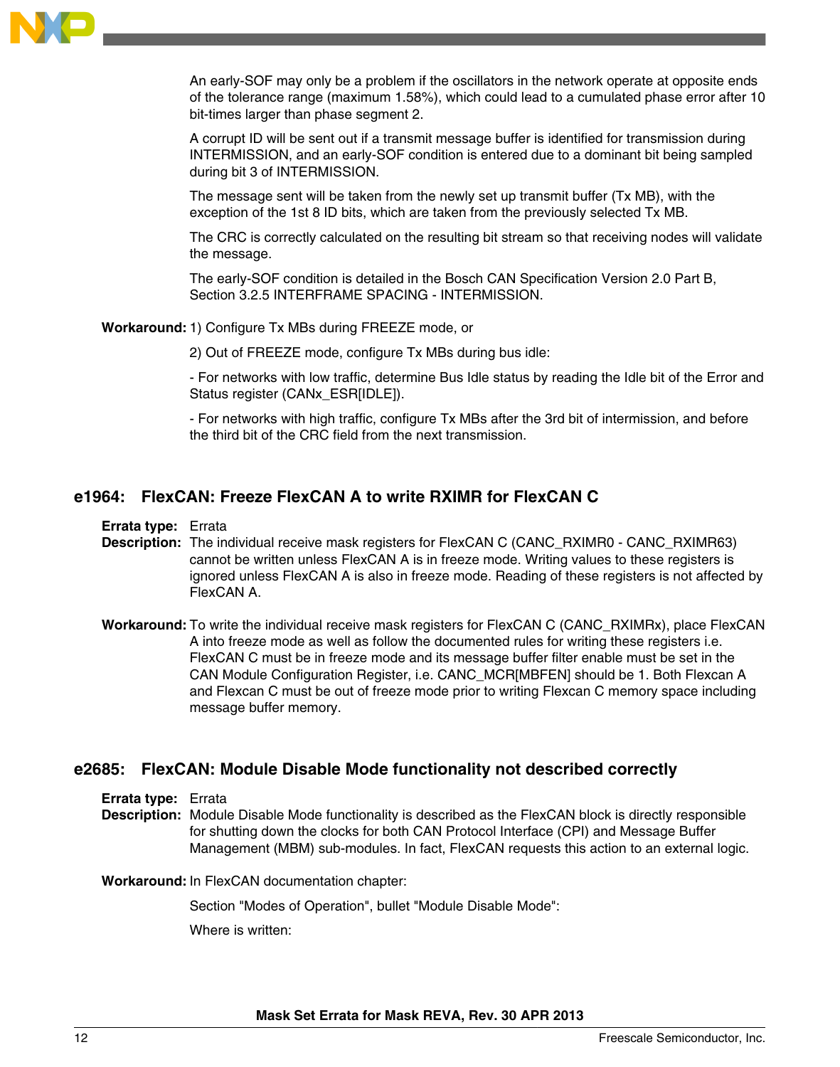An early-SOF may only be a problem if the oscillators in the network operate at opposite ends of the tolerance range (maximum 1.58%), which could lead to a cumulated phase error after 10 bit-times larger than phase segment 2.

A corrupt ID will be sent out if a transmit message buffer is identified for transmission during INTERMISSION, and an early-SOF condition is entered due to a dominant bit being sampled during bit 3 of INTERMISSION.

The message sent will be taken from the newly set up transmit buffer (Tx MB), with the exception of the 1st 8 ID bits, which are taken from the previously selected Tx MB.

The CRC is correctly calculated on the resulting bit stream so that receiving nodes will validate the message.

The early-SOF condition is detailed in the Bosch CAN Specification Version 2.0 Part B, Section 3.2.5 INTERFRAME SPACING - INTERMISSION.

**Workaround:** 1) Configure Tx MBs during FREEZE mode, or

2) Out of FREEZE mode, configure Tx MBs during bus idle:

- For networks with low traffic, determine Bus Idle status by reading the Idle bit of the Error and Status register (CANx_ESR[IDLE]).

- For networks with high traffic, configure Tx MBs after the 3rd bit of intermission, and before the third bit of the CRC field from the next transmission.

## e1964: FlexCAN: Freeze FlexCAN A to write RXIMR for FlexCAN C

**Errata type:** Errata

**Description:** The individual receive mask registers for FlexCAN C (CANC_RXIMR0 - CANC_RXIMR63) cannot be written unless FlexCAN A is in freeze mode. Writing values to these registers is ignored unless FlexCAN A is also in freeze mode. Reading of these registers is not affected by FlexCAN A.

**Workaround:** To write the individual receive mask registers for FlexCAN C (CANC_RXIMRx), place FlexCAN A into freeze mode as well as follow the documented rules for writing these registers i.e. FlexCAN C must be in freeze mode and its message buffer filter enable must be set in the CAN Module Configuration Register, i.e. CANC_MCR[MBFEN] should be 1. Both Flexcan A and Flexcan C must be out of freeze mode prior to writing Flexcan C memory space including message buffer memory.

## e2685: FlexCAN: Module Disable Mode functionality not described correctly

**Errata type:** Errata

**Description:** Module Disable Mode functionality is described as the FlexCAN block is directly responsible for shutting down the clocks for both CAN Protocol Interface (CPI) and Message Buffer Management (MBM) sub-modules. In fact, FlexCAN requests this action to an external logic.

**Workaround:** In FlexCAN documentation chapter:

Section "Modes of Operation", bullet "Module Disable Mode":

Where is written: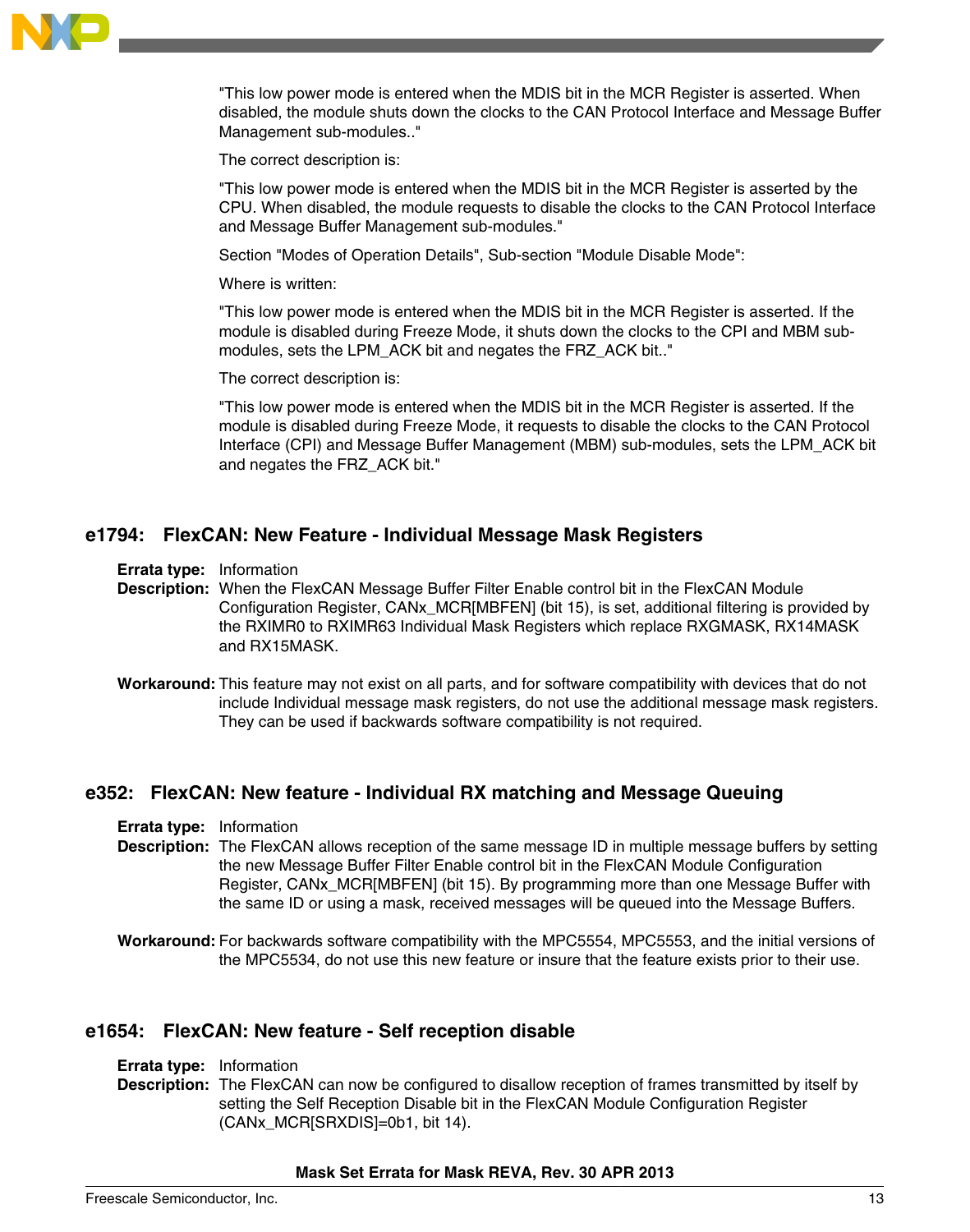"This low power mode is entered when the MDIS bit in the MCR Register is asserted. When disabled, the module shuts down the clocks to the CAN Protocol Interface and Message Buffer Management sub-modules.."

The correct description is:

"This low power mode is entered when the MDIS bit in the MCR Register is asserted by the CPU. When disabled, the module requests to disable the clocks to the CAN Protocol Interface and Message Buffer Management sub-modules."

Section "Modes of Operation Details", Sub-section "Module Disable Mode":

Where is written:

"This low power mode is entered when the MDIS bit in the MCR Register is asserted. If the module is disabled during Freeze Mode, it shuts down the clocks to the CPI and MBM sub-modules, sets the LPM_ACK bit and negates the FRZ_ACK bit.."

The correct description is:

"This low power mode is entered when the MDIS bit in the MCR Register is asserted. If the module is disabled during Freeze Mode, it requests to disable the clocks to the CAN Protocol Interface (CPI) and Message Buffer Management (MBM) sub-modules, sets the LPM_ACK bit and negates the FRZ_ACK bit."

## e1794: FlexCAN: New Feature - Individual Message Mask Registers

**Errata type:** Information

**Description:** When the FlexCAN Message Buffer Filter Enable control bit in the FlexCAN Module Configuration Register, CANx_MCR[MBFEN] (bit 15), is set, additional filtering is provided by the RXIMR0 to RXIMR63 Individual Mask Registers which replace RXGMASK, RX14MASK and RX15MASK.

**Workaround:** This feature may not exist on all parts, and for software compatibility with devices that do not include Individual message mask registers, do not use the additional message mask registers. They can be used if backwards software compatibility is not required.

## e352: FlexCAN: New feature - Individual RX matching and Message Queuing

**Errata type:** Information

**Description:** The FlexCAN allows reception of the same message ID in multiple message buffers by setting the new Message Buffer Filter Enable control bit in the FlexCAN Module Configuration Register, CANx_MCR[MBFEN] (bit 15). By programming more than one Message Buffer with the same ID or using a mask, received messages will be queued into the Message Buffers.

**Workaround:** For backwards software compatibility with the MPC5554, MPC5553, and the initial versions of the MPC5534, do not use this new feature or insure that the feature exists prior to their use.

## e1654: FlexCAN: New feature - Self reception disable

**Errata type:** Information

**Description:** The FlexCAN can now be configured to disallow reception of frames transmitted by itself by setting the Self Reception Disable bit in the FlexCAN Module Configuration Register (CANx_MCR[SRXDIS]=0b1, bit 14).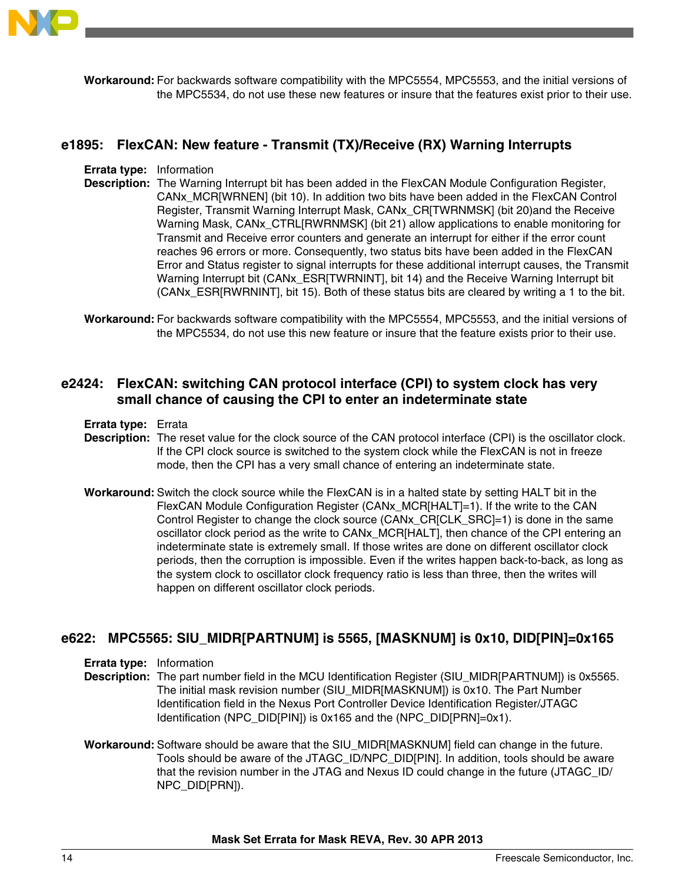**Workaround:** For backwards software compatibility with the MPC5554, MPC5553, and the initial versions of the MPC5534, do not use these new features or insure that the features exist prior to their use.

## e1895: FlexCAN: New feature - Transmit (TX)/Receive (RX) Warning Interrupts

**Errata type:** Information

**Description:** The Warning Interrupt bit has been added in the FlexCAN Module Configuration Register, CANx_MCR[WRNEN] (bit 10). In addition two bits have been added in the FlexCAN Control Register, Transmit Warning Interrupt Mask, CANx_CR[TWRNMSK] (bit 20)and the Receive Warning Mask, CANx_CTRL[RWRNMSK] (bit 21) allow applications to enable monitoring for Transmit and Receive error counters and generate an interrupt for either if the error count reaches 96 errors or more. Consequently, two status bits have been added in the FlexCAN Error and Status register to signal interrupts for these additional interrupt causes, the Transmit Warning Interrupt bit (CANx_ESR[TWRNINT], bit 14) and the Receive Warning Interrupt bit (CANx_ESR[RWRNINT], bit 15). Both of these status bits are cleared by writing a 1 to the bit.

**Workaround:** For backwards software compatibility with the MPC5554, MPC5553, and the initial versions of the MPC5534, do not use this new feature or insure that the feature exists prior to their use.

## e2424: FlexCAN: switching CAN protocol interface (CPI) to system clock has very small chance of causing the CPI to enter an indeterminate state

**Errata type:** Errata

**Description:** The reset value for the clock source of the CAN protocol interface (CPI) is the oscillator clock. If the CPI clock source is switched to the system clock while the FlexCAN is not in freeze mode, then the CPI has a very small chance of entering an indeterminate state.

**Workaround:** Switch the clock source while the FlexCAN is in a halted state by setting HALT bit in the FlexCAN Module Configuration Register (CANx_MCR[HALT]=1). If the write to the CAN Control Register to change the clock source (CANx_CR[CLK_SRC]=1) is done in the same oscillator clock period as the write to CANx_MCR[HALT], then chance of the CPI entering an indeterminate state is extremely small. If those writes are done on different oscillator clock periods, then the corruption is impossible. Even if the writes happen back-to-back, as long as the system clock to oscillator clock frequency ratio is less than three, then the writes will happen on different oscillator clock periods.

## e622: MPC5565: SIU_MIDR[PARTNUM] is 5565, [MASKNUM] is 0x10, DID[PIN]=0x165

**Errata type:** Information

**Description:** The part number field in the MCU Identification Register (SIU_MIDR[PARTNUM]) is 0x5565. The initial mask revision number (SIU_MIDR[MASKNUM]) is 0x10. The Part Number Identification field in the Nexus Port Controller Device Identification Register/JTAGC Identification (NPC_DID[PIN]) is 0x165 and the (NPC_DID[PRN]=0x1).

**Workaround:** Software should be aware that the SIU_MIDR[MASKNUM] field can change in the future. Tools should be aware of the JTAGC_ID/NPC_DID[PIN]. In addition, tools should be aware that the revision number in the JTAG and Nexus ID could change in the future (JTAGC_ID/NPC_DID[PRN]).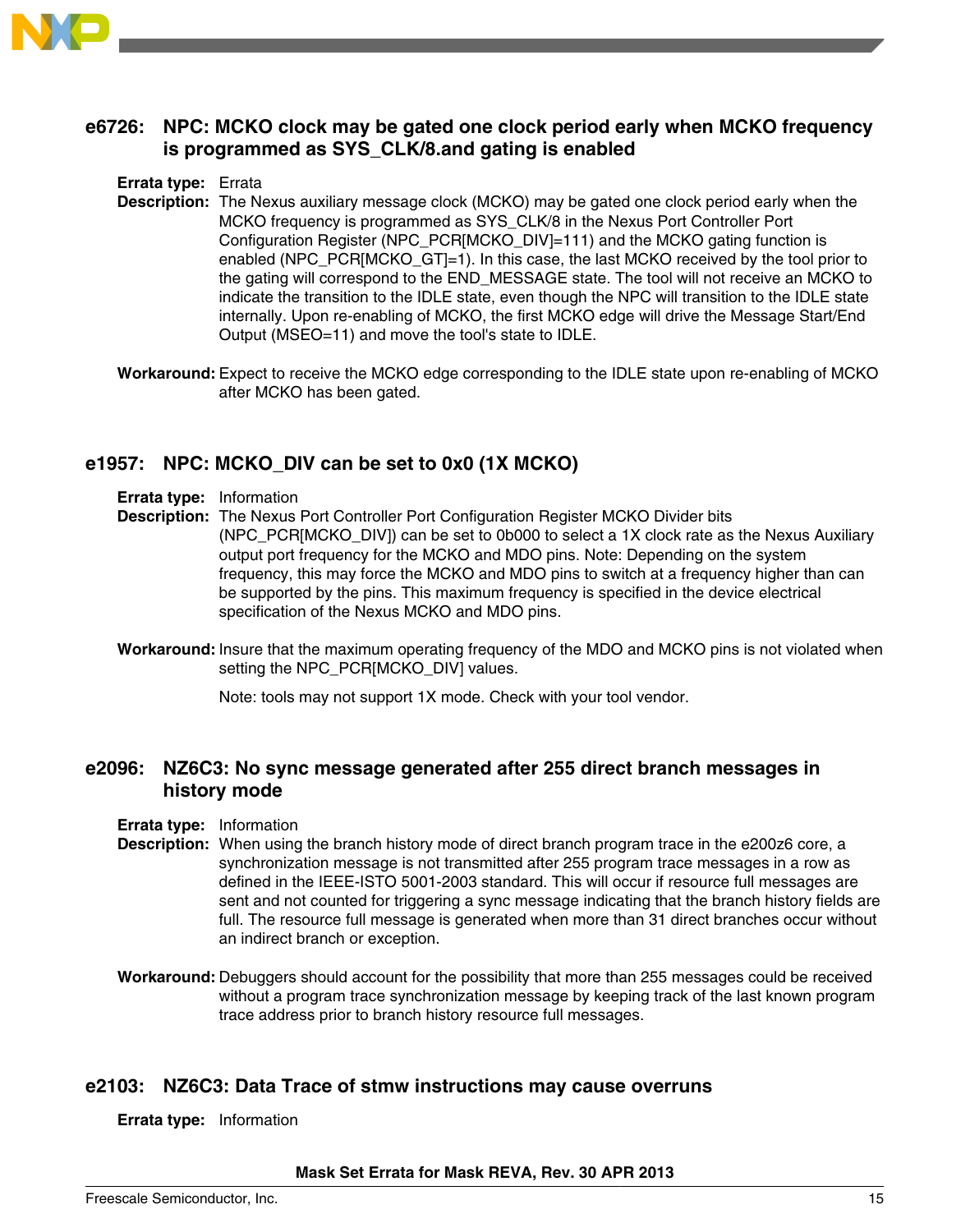## e6726: NPC: MCKO clock may be gated one clock period early when MCKO frequency is programmed as SYS_CLK/8.and gating is enabled

**Errata type:** Errata

**Description:** The Nexus auxiliary message clock (MCKO) may be gated one clock period early when the MCKO frequency is programmed as SYS_CLK/8 in the Nexus Port Controller Port Configuration Register (NPC_PCR[MCKO_DIV]=111) and the MCKO gating function is enabled (NPC_PCR[MCKO_GT]=1). In this case, the last MCKO received by the tool prior to the gating will correspond to the END_MESSAGE state. The tool will not receive an MCKO to indicate the transition to the IDLE state, even though the NPC will transition to the IDLE state internally. Upon re-enabling of MCKO, the first MCKO edge will drive the Message Start/End Output (MSEO=11) and move the tool's state to IDLE.

**Workaround:** Expect to receive the MCKO edge corresponding to the IDLE state upon re-enabling of MCKO after MCKO has been gated.

## e1957: NPC: MCKO_DIV can be set to 0x0 (1X MCKO)

**Errata type:** Information

**Description:** The Nexus Port Controller Port Configuration Register MCKO Divider bits (NPC_PCR[MCKO_DIV]) can be set to 0b000 to select a 1X clock rate as the Nexus Auxiliary output port frequency for the MCKO and MDO pins. Note: Depending on the system frequency, this may force the MCKO and MDO pins to switch at a frequency higher than can be supported by the pins. This maximum frequency is specified in the device electrical specification of the Nexus MCKO and MDO pins.

**Workaround:** Insure that the maximum operating frequency of the MDO and MCKO pins is not violated when setting the NPC_PCR[MCKO_DIV] values.

Note: tools may not support 1X mode. Check with your tool vendor.

## e2096: NZ6C3: No sync message generated after 255 direct branch messages in history mode

**Errata type:** Information

**Description:** When using the branch history mode of direct branch program trace in the e200z6 core, a synchronization message is not transmitted after 255 program trace messages in a row as defined in the IEEE-ISTO 5001-2003 standard. This will occur if resource full messages are sent and not counted for triggering a sync message indicating that the branch history fields are full. The resource full message is generated when more than 31 direct branches occur without an indirect branch or exception.

**Workaround:** Debuggers should account for the possibility that more than 255 messages could be received without a program trace synchronization message by keeping track of the last known program trace address prior to branch history resource full messages.

## e2103: NZ6C3: Data Trace of stmw instructions may cause overruns

**Errata type:** Information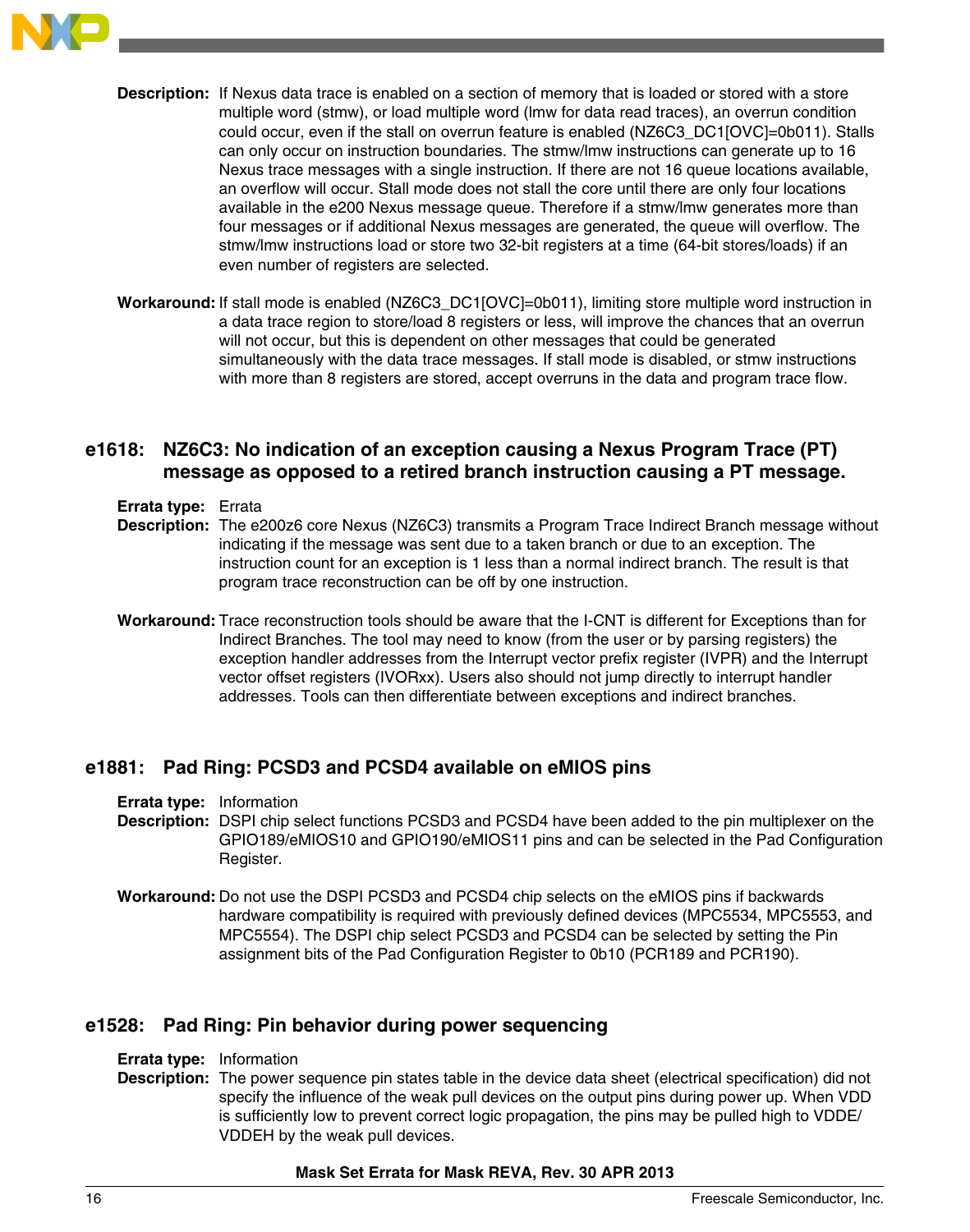**Description:** If Nexus data trace is enabled on a section of memory that is loaded or stored with a store multiple word (stmw), or load multiple word (lmw for data read traces), an overrun condition could occur, even if the stall on overrun feature is enabled (NZ6C3_DC1[OVC]=0b011). Stalls can only occur on instruction boundaries. The stmw/lmw instructions can generate up to 16 Nexus trace messages with a single instruction. If there are not 16 queue locations available, an overflow will occur. Stall mode does not stall the core until there are only four locations available in the e200 Nexus message queue. Therefore if a stmw/lmw generates more than four messages or if additional Nexus messages are generated, the queue will overflow. The stmw/lmw instructions load or store two 32-bit registers at a time (64-bit stores/loads) if an even number of registers are selected.

**Workaround:** If stall mode is enabled (NZ6C3_DC1[OVC]=0b011), limiting store multiple word instruction in a data trace region to store/load 8 registers or less, will improve the chances that an overrun will not occur, but this is dependent on other messages that could be generated simultaneously with the data trace messages. If stall mode is disabled, or stmw instructions with more than 8 registers are stored, accept overruns in the data and program trace flow.

## e1618: NZ6C3: No indication of an exception causing a Nexus Program Trace (PT) message as opposed to a retired branch instruction causing a PT message.

**Errata type:** Errata

**Description:** The e200z6 core Nexus (NZ6C3) transmits a Program Trace Indirect Branch message without indicating if the message was sent due to a taken branch or due to an exception. The instruction count for an exception is 1 less than a normal indirect branch. The result is that program trace reconstruction can be off by one instruction.

**Workaround:** Trace reconstruction tools should be aware that the I-CNT is different for Exceptions than for Indirect Branches. The tool may need to know (from the user or by parsing registers) the exception handler addresses from the Interrupt vector prefix register (IVPR) and the Interrupt vector offset registers (IVORxx). Users also should not jump directly to interrupt handler addresses. Tools can then differentiate between exceptions and indirect branches.

## e1881: Pad Ring: PCSD3 and PCSD4 available on eMIOS pins

**Errata type:** Information

**Description:** DSPI chip select functions PCSD3 and PCSD4 have been added to the pin multiplexer on the GPIO189/eMIOS10 and GPIO190/eMIOS11 pins and can be selected in the Pad Configuration Register.

**Workaround:** Do not use the DSPI PCSD3 and PCSD4 chip selects on the eMIOS pins if backwards hardware compatibility is required with previously defined devices (MPC5534, MPC5553, and MPC5554). The DSPI chip select PCSD3 and PCSD4 can be selected by setting the Pin assignment bits of the Pad Configuration Register to 0b10 (PCR189 and PCR190).

## e1528: Pad Ring: Pin behavior during power sequencing

**Errata type:** Information

**Description:** The power sequence pin states table in the device data sheet (electrical specification) did not specify the influence of the weak pull devices on the output pins during power up. When VDD is sufficiently low to prevent correct logic propagation, the pins may be pulled high to VDDE/VDDEH by the weak pull devices.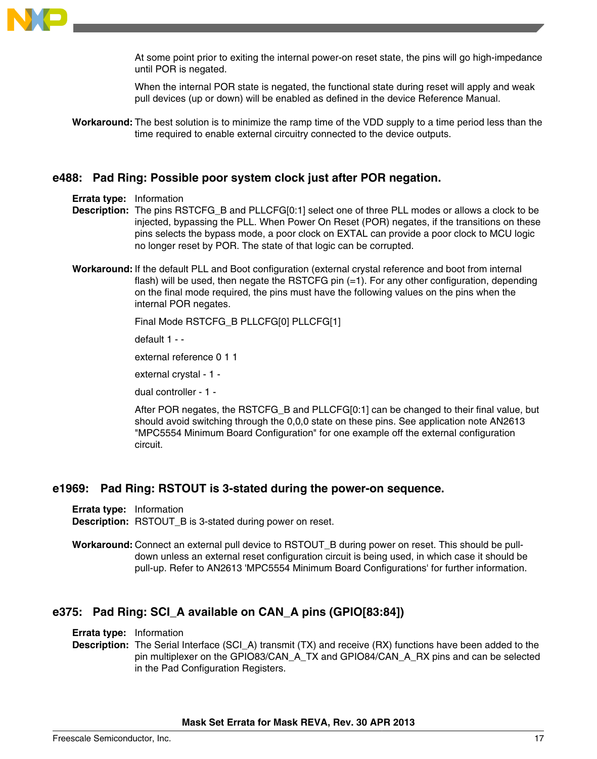At some point prior to exiting the internal power-on reset state, the pins will go high-impedance until POR is negated.

When the internal POR state is negated, the functional state during reset will apply and weak pull devices (up or down) will be enabled as defined in the device Reference Manual.

**Workaround:** The best solution is to minimize the ramp time of the VDD supply to a time period less than the time required to enable external circuitry connected to the device outputs.

## e488: Pad Ring: Possible poor system clock just after POR negation.

**Errata type:** Information

**Description:** The pins RSTCFG_B and PLLCFG[0:1] select one of three PLL modes or allows a clock to be injected, bypassing the PLL. When Power On Reset (POR) negates, if the transitions on these pins selects the bypass mode, a poor clock on EXTAL can provide a poor clock to MCU logic no longer reset by POR. The state of that logic can be corrupted.

**Workaround:** If the default PLL and Boot configuration (external crystal reference and boot from internal flash) will be used, then negate the RSTCFG pin (=1). For any other configuration, depending on the final mode required, the pins must have the following values on the pins when the internal POR negates.

Final Mode RSTCFG_B PLLCFG[0] PLLCFG[1]

default 1 - -

external reference 0 1 1

external crystal - 1 -

dual controller - 1 -

After POR negates, the RSTCFG_B and PLLCFG[0:1] can be changed to their final value, but should avoid switching through the 0,0,0 state on these pins. See application note AN2613 "MPC5554 Minimum Board Configuration" for one example off the external configuration circuit.

## e1969: Pad Ring: RSTOUT is 3-stated during the power-on sequence.

**Errata type:** Information

**Description:** RSTOUT_B is 3-stated during power on reset.

**Workaround:** Connect an external pull device to RSTOUT_B during power on reset. This should be pull-down unless an external reset configuration circuit is being used, in which case it should be pull-up. Refer to AN2613 'MPC5554 Minimum Board Configurations' for further information.

## e375: Pad Ring: SCI_A available on CAN_A pins (GPIO[83:84])

**Errata type:** Information

**Description:** The Serial Interface (SCI_A) transmit (TX) and receive (RX) functions have been added to the pin multiplexer on the GPIO83/CAN_A_TX and GPIO84/CAN_A_RX pins and can be selected in the Pad Configuration Registers.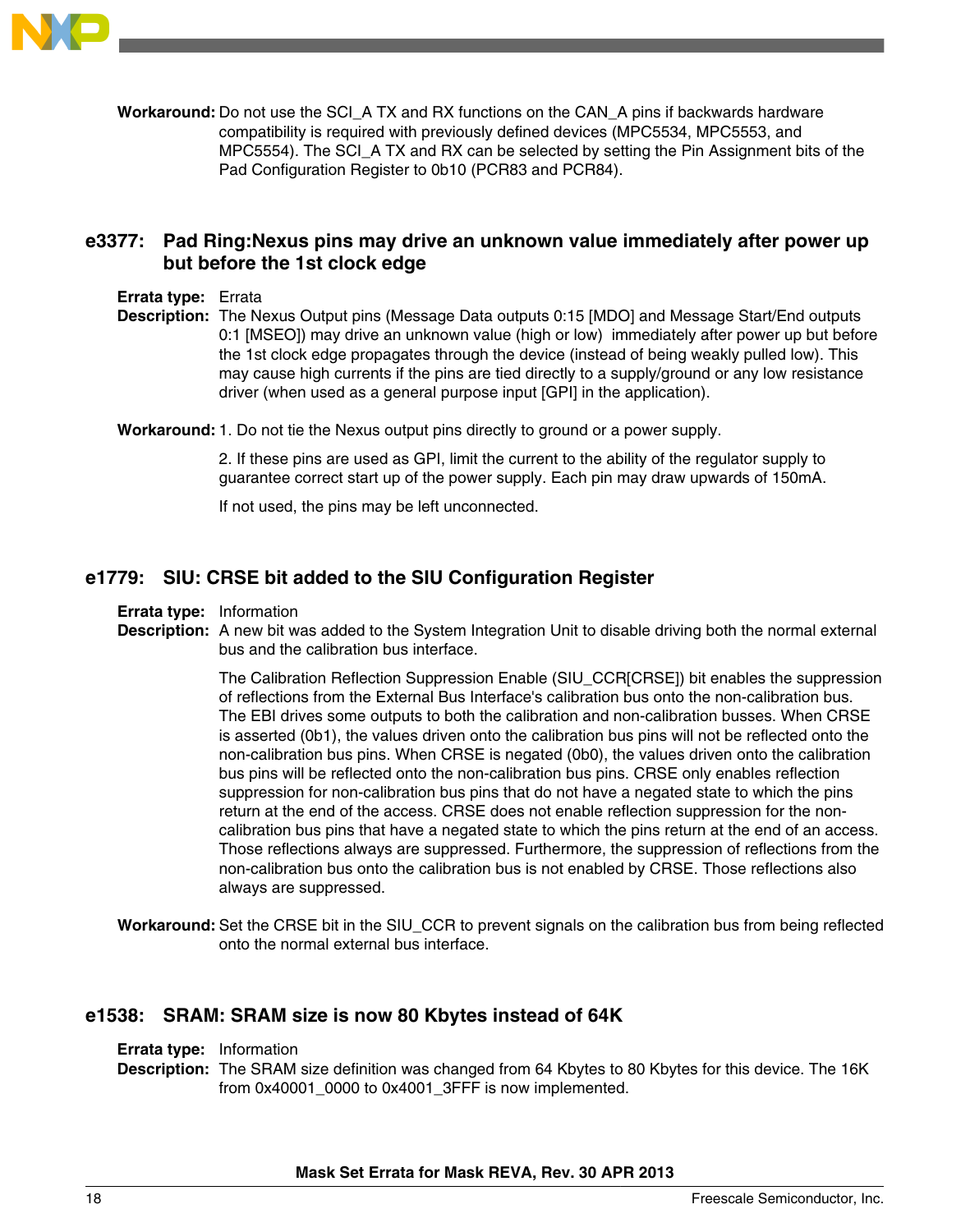**Workaround:** Do not use the SCI_A TX and RX functions on the CAN_A pins if backwards hardware compatibility is required with previously defined devices (MPC5534, MPC5553, and MPC5554). The SCI_A TX and RX can be selected by setting the Pin Assignment bits of the Pad Configuration Register to 0b10 (PCR83 and PCR84).

## e3377: Pad Ring:Nexus pins may drive an unknown value immediately after power up but before the 1st clock edge

**Errata type:** Errata

**Description:** The Nexus Output pins (Message Data outputs 0:15 [MDO] and Message Start/End outputs 0:1 [MSEO]) may drive an unknown value (high or low) immediately after power up but before the 1st clock edge propagates through the device (instead of being weakly pulled low). This may cause high currents if the pins are tied directly to a supply/ground or any low resistance driver (when used as a general purpose input [GPI] in the application).

**Workaround:** 1. Do not tie the Nexus output pins directly to ground or a power supply.

2. If these pins are used as GPI, limit the current to the ability of the regulator supply to guarantee correct start up of the power supply. Each pin may draw upwards of 150mA.

If not used, the pins may be left unconnected.

## e1779: SIU: CRSE bit added to the SIU Configuration Register

**Errata type:** Information

**Description:** A new bit was added to the System Integration Unit to disable driving both the normal external bus and the calibration bus interface.

The Calibration Reflection Suppression Enable (SIU_CCR[CRSE]) bit enables the suppression of reflections from the External Bus Interface's calibration bus onto the non-calibration bus. The EBI drives some outputs to both the calibration and non-calibration busses. When CRSE is asserted (0b1), the values driven onto the calibration bus pins will not be reflected onto the non-calibration bus pins. When CRSE is negated (0b0), the values driven onto the calibration bus pins will be reflected onto the non-calibration bus pins. CRSE only enables reflection suppression for non-calibration bus pins that do not have a negated state to which the pins return at the end of the access. CRSE does not enable reflection suppression for the non-calibration bus pins that have a negated state to which the pins return at the end of an access. Those reflections always are suppressed. Furthermore, the suppression of reflections from the non-calibration bus onto the calibration bus is not enabled by CRSE. Those reflections also always are suppressed.

**Workaround:** Set the CRSE bit in the SIU_CCR to prevent signals on the calibration bus from being reflected onto the normal external bus interface.

## e1538: SRAM: SRAM size is now 80 Kbytes instead of 64K

**Errata type:** Information

**Description:** The SRAM size definition was changed from 64 Kbytes to 80 Kbytes for this device. The 16K from 0x40001_0000 to 0x4001_3FFF is now implemented.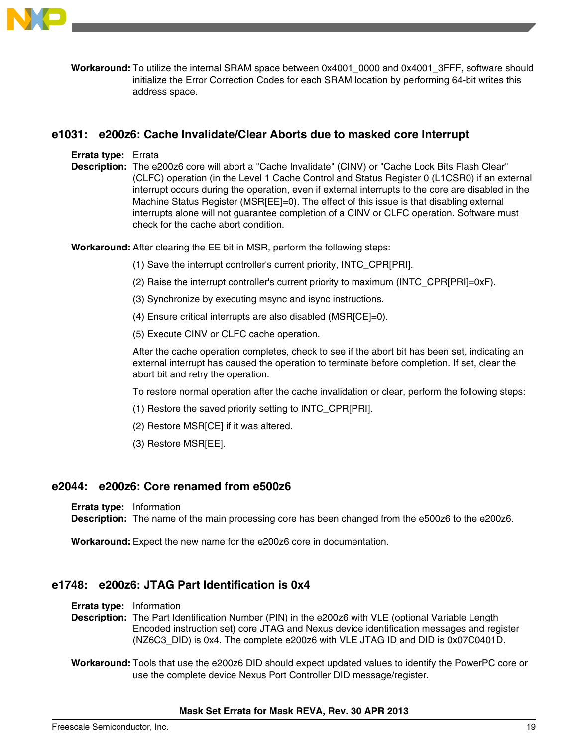**Workaround:** To utilize the internal SRAM space between 0x4001_0000 and 0x4001_3FFF, software should initialize the Error Correction Codes for each SRAM location by performing 64-bit writes this address space.

## e1031: e200z6: Cache Invalidate/Clear Aborts due to masked core Interrupt

**Errata type:** Errata

**Description:** The e200z6 core will abort a "Cache Invalidate" (CINV) or "Cache Lock Bits Flash Clear" (CLFC) operation (in the Level 1 Cache Control and Status Register 0 (L1CSR0) if an external interrupt occurs during the operation, even if external interrupts to the core are disabled in the Machine Status Register (MSR[EE]=0). The effect of this issue is that disabling external interrupts alone will not guarantee completion of a CINV or CLFC operation. Software must check for the cache abort condition.

**Workaround:** After clearing the EE bit in MSR, perform the following steps:

(1) Save the interrupt controller's current priority, INTC_CPR[PRI].

(2) Raise the interrupt controller's current priority to maximum (INTC_CPR[PRI]=0xF).

(3) Synchronize by executing msync and isync instructions.

(4) Ensure critical interrupts are also disabled (MSR[CE]=0).

(5) Execute CINV or CLFC cache operation.

After the cache operation completes, check to see if the abort bit has been set, indicating an external interrupt has caused the operation to terminate before completion. If set, clear the abort bit and retry the operation.

To restore normal operation after the cache invalidation or clear, perform the following steps:

(1) Restore the saved priority setting to INTC_CPR[PRI].

(2) Restore MSR[CE] if it was altered.

(3) Restore MSR[EE].

## e2044: e200z6: Core renamed from e500z6

**Errata type:** Information

**Description:** The name of the main processing core has been changed from the e500z6 to the e200z6.

**Workaround:** Expect the new name for the e200z6 core in documentation.

## e1748: e200z6: JTAG Part Identification is 0x4

**Errata type:** Information

**Description:** The Part Identification Number (PIN) in the e200z6 with VLE (optional Variable Length Encoded instruction set) core JTAG and Nexus device identification messages and register (NZ6C3_DID) is 0x4. The complete e200z6 with VLE JTAG ID and DID is 0x07C0401D.

**Workaround:** Tools that use the e200z6 DID should expect updated values to identify the PowerPC core or use the complete device Nexus Port Controller DID message/register.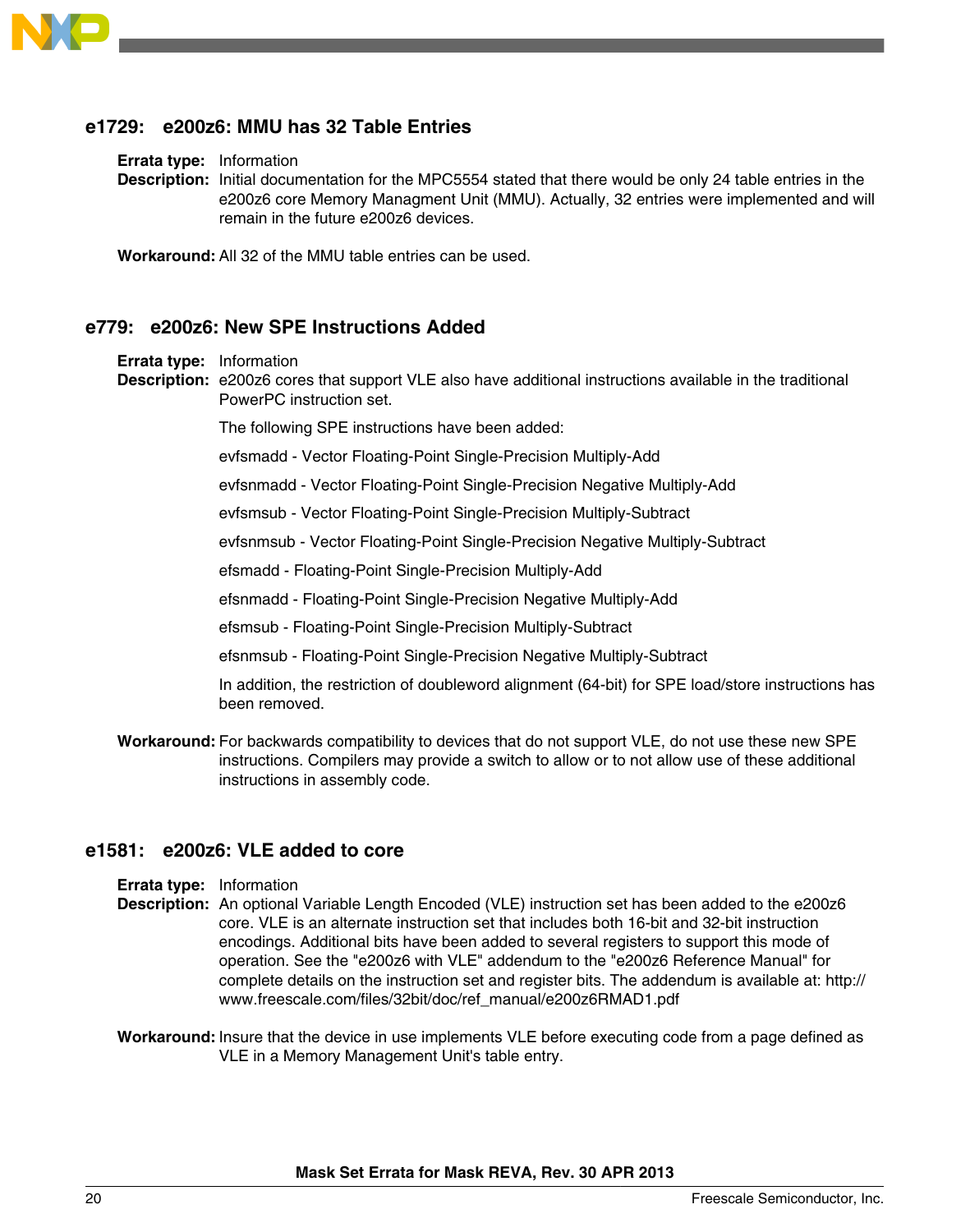### e1729: e200z6: MMU has 32 Table Entries

**Errata type:** Information

**Description:** Initial documentation for the MPC5554 stated that there would be only 24 table entries in the e200z6 core Memory Managment Unit (MMU). Actually, 32 entries were implemented and will remain in the future e200z6 devices.

**Workaround:** All 32 of the MMU table entries can be used.

### e779: e200z6: New SPE Instructions Added

**Errata type:** Information

**Description:** e200z6 cores that support VLE also have additional instructions available in the traditional PowerPC instruction set.

The following SPE instructions have been added:

evfsmadd - Vector Floating-Point Single-Precision Multiply-Add

evfsnmadd - Vector Floating-Point Single-Precision Negative Multiply-Add

evfsmsub - Vector Floating-Point Single-Precision Multiply-Subtract

evfsnmsub - Vector Floating-Point Single-Precision Negative Multiply-Subtract

efsmadd - Floating-Point Single-Precision Multiply-Add

efsnmadd - Floating-Point Single-Precision Negative Multiply-Add

efsmsub - Floating-Point Single-Precision Multiply-Subtract

efsnmsub - Floating-Point Single-Precision Negative Multiply-Subtract

In addition, the restriction of doubleword alignment (64-bit) for SPE load/store instructions has been removed.

**Workaround:** For backwards compatibility to devices that do not support VLE, do not use these new SPE instructions. Compilers may provide a switch to allow or to not allow use of these additional instructions in assembly code.

### e1581: e200z6: VLE added to core

**Errata type:** Information

**Description:** An optional Variable Length Encoded (VLE) instruction set has been added to the e200z6 core. VLE is an alternate instruction set that includes both 16-bit and 32-bit instruction encodings. Additional bits have been added to several registers to support this mode of operation. See the "e200z6 with VLE" addendum to the "e200z6 Reference Manual" for complete details on the instruction set and register bits. The addendum is available at: http://www.freescale.com/files/32bit/doc/ref_manual/e200z6RMAD1.pdf

**Workaround:** Insure that the device in use implements VLE before executing code from a page defined as VLE in a Memory Management Unit's table entry.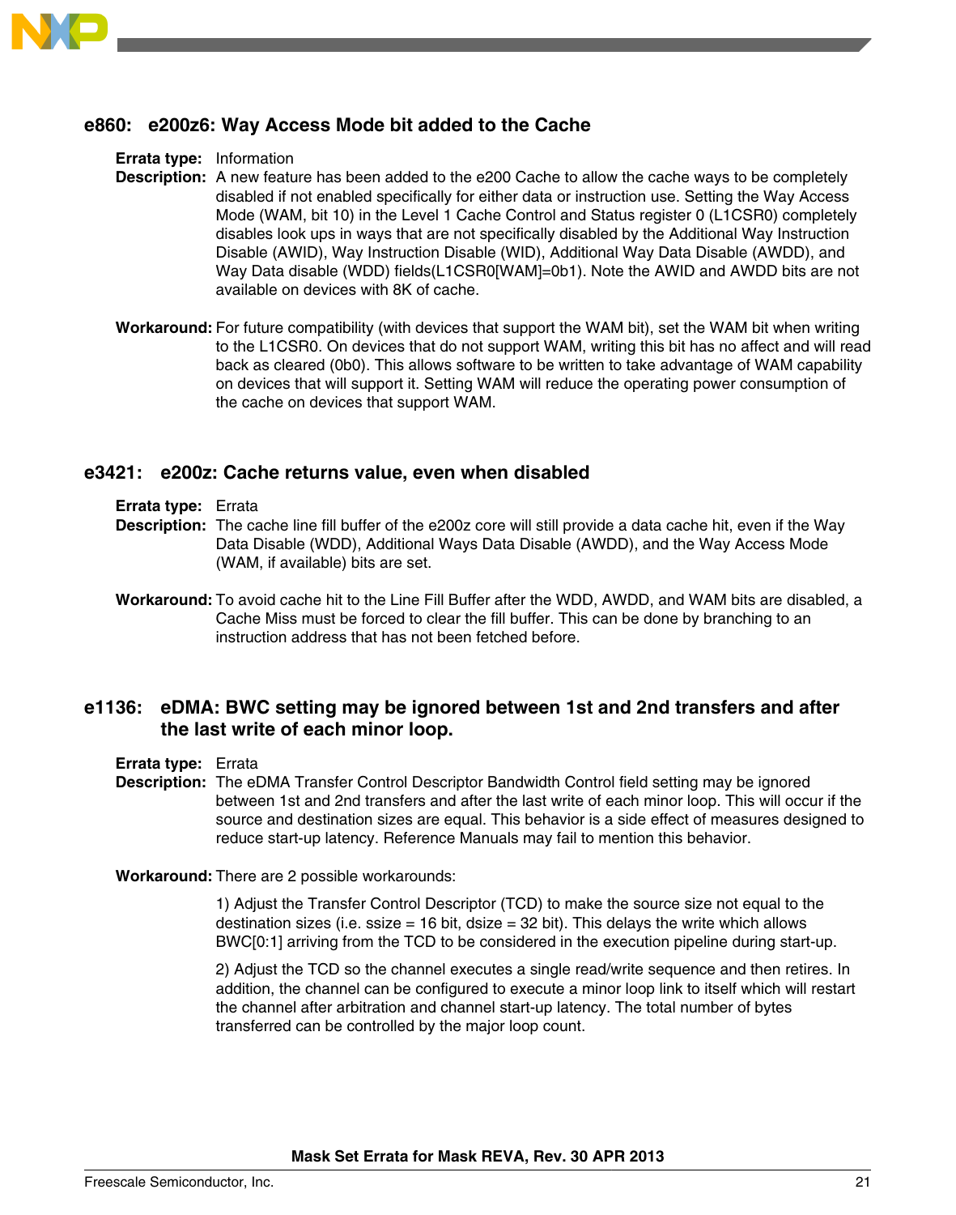### e860: e200z6: Way Access Mode bit added to the Cache

**Errata type:** Information

**Description:** A new feature has been added to the e200 Cache to allow the cache ways to be completely disabled if not enabled specifically for either data or instruction use. Setting the Way Access Mode (WAM, bit 10) in the Level 1 Cache Control and Status register 0 (L1CSR0) completely disables look ups in ways that are not specifically disabled by the Additional Way Instruction Disable (AWID), Way Instruction Disable (WID), Additional Way Data Disable (AWDD), and Way Data disable (WDD) fields(L1CSR0[WAM]=0b1). Note the AWID and AWDD bits are not available on devices with 8K of cache.

**Workaround:** For future compatibility (with devices that support the WAM bit), set the WAM bit when writing to the L1CSR0. On devices that do not support WAM, writing this bit has no affect and will read back as cleared (0b0). This allows software to be written to take advantage of WAM capability on devices that will support it. Setting WAM will reduce the operating power consumption of the cache on devices that support WAM.

### e3421: e200z: Cache returns value, even when disabled

**Errata type:** Errata

**Description:** The cache line fill buffer of the e200z core will still provide a data cache hit, even if the Way Data Disable (WDD), Additional Ways Data Disable (AWDD), and the Way Access Mode (WAM, if available) bits are set.

**Workaround:** To avoid cache hit to the Line Fill Buffer after the WDD, AWDD, and WAM bits are disabled, a Cache Miss must be forced to clear the fill buffer. This can be done by branching to an instruction address that has not been fetched before.

### e1136: eDMA: BWC setting may be ignored between 1st and 2nd transfers and after the last write of each minor loop.

**Errata type:** Errata

**Description:** The eDMA Transfer Control Descriptor Bandwidth Control field setting may be ignored between 1st and 2nd transfers and after the last write of each minor loop. This will occur if the source and destination sizes are equal. This behavior is a side effect of measures designed to reduce start-up latency. Reference Manuals may fail to mention this behavior.

**Workaround:** There are 2 possible workarounds:

1) Adjust the Transfer Control Descriptor (TCD) to make the source size not equal to the destination sizes (i.e. ssize = 16 bit, dsize = 32 bit). This delays the write which allows BWC[0:1] arriving from the TCD to be considered in the execution pipeline during start-up.

2) Adjust the TCD so the channel executes a single read/write sequence and then retires. In addition, the channel can be configured to execute a minor loop link to itself which will restart the channel after arbitration and channel start-up latency. The total number of bytes transferred can be controlled by the major loop count.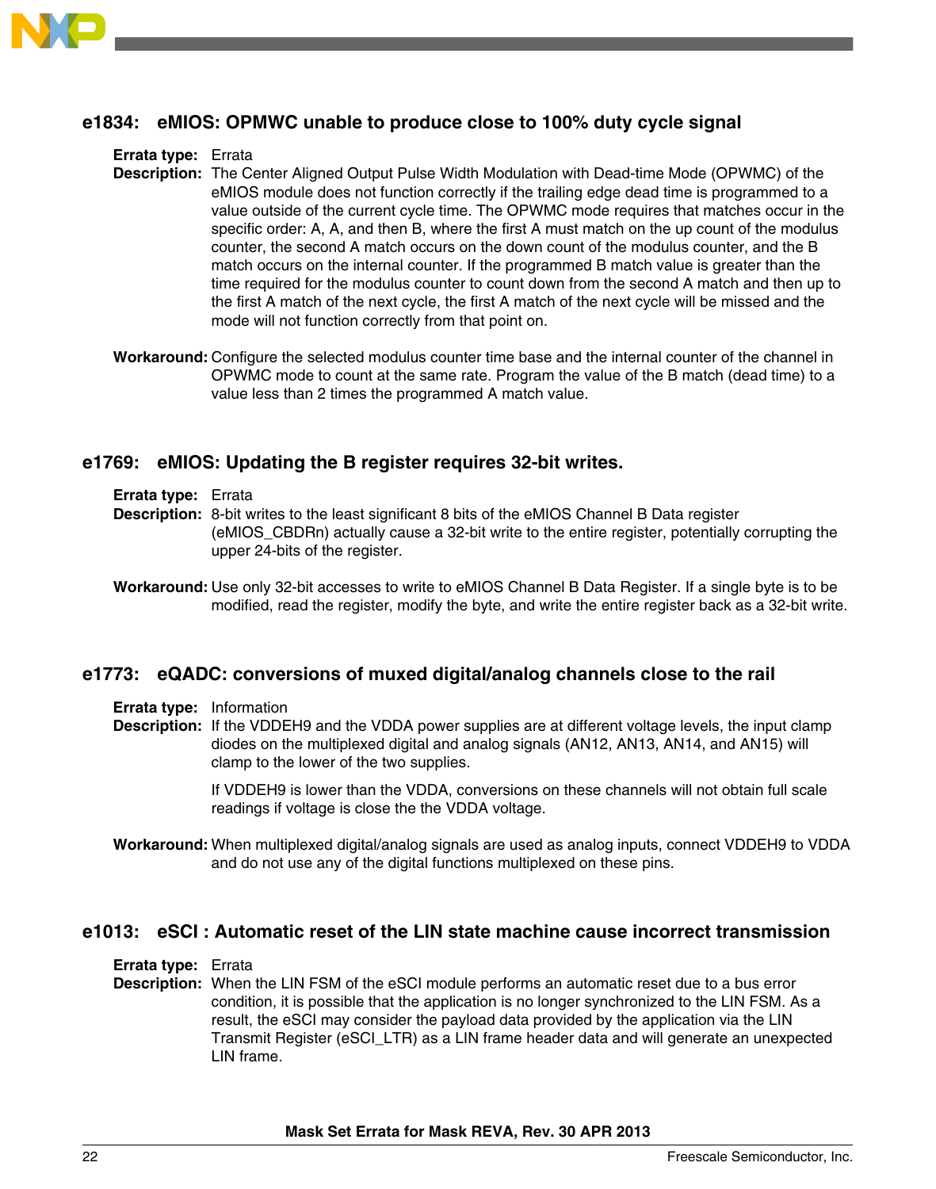### e1834: eMIOS: OPMWC unable to produce close to 100% duty cycle signal

**Errata type:** Errata

**Description:** The Center Aligned Output Pulse Width Modulation with Dead-time Mode (OPWMC) of the eMIOS module does not function correctly if the trailing edge dead time is programmed to a value outside of the current cycle time. The OPWMC mode requires that matches occur in the specific order: A, A, and then B, where the first A must match on the up count of the modulus counter, the second A match occurs on the down count of the modulus counter, and the B match occurs on the internal counter. If the programmed B match value is greater than the time required for the modulus counter to count down from the second A match and then up to the first A match of the next cycle, the first A match of the next cycle will be missed and the mode will not function correctly from that point on.

**Workaround:** Configure the selected modulus counter time base and the internal counter of the channel in OPWMC mode to count at the same rate. Program the value of the B match (dead time) to a value less than 2 times the programmed A match value.

### e1769: eMIOS: Updating the B register requires 32-bit writes.

**Errata type:** Errata

**Description:** 8-bit writes to the least significant 8 bits of the eMIOS Channel B Data register (eMIOS_CBDRn) actually cause a 32-bit write to the entire register, potentially corrupting the upper 24-bits of the register.

**Workaround:** Use only 32-bit accesses to write to eMIOS Channel B Data Register. If a single byte is to be modified, read the register, modify the byte, and write the entire register back as a 32-bit write.

### e1773: eQADC: conversions of muxed digital/analog channels close to the rail

**Errata type:** Information

**Description:** If the VDDEH9 and the VDDA power supplies are at different voltage levels, the input clamp diodes on the multiplexed digital and analog signals (AN12, AN13, AN14, and AN15) will clamp to the lower of the two supplies.

If VDDEH9 is lower than the VDDA, conversions on these channels will not obtain full scale readings if voltage is close the the VDDA voltage.

**Workaround:** When multiplexed digital/analog signals are used as analog inputs, connect VDDEH9 to VDDA and do not use any of the digital functions multiplexed on these pins.

### e1013: eSCI : Automatic reset of the LIN state machine cause incorrect transmission

**Errata type:** Errata

**Description:** When the LIN FSM of the eSCI module performs an automatic reset due to a bus error condition, it is possible that the application is no longer synchronized to the LIN FSM. As a result, the eSCI may consider the payload data provided by the application via the LIN Transmit Register (eSCI_LTR) as a LIN frame header data and will generate an unexpected LIN frame.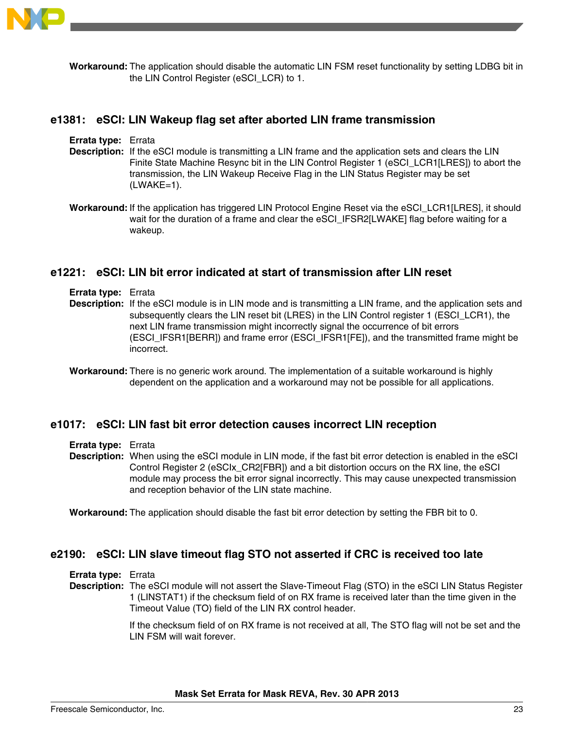**Workaround:** The application should disable the automatic LIN FSM reset functionality by setting LDBG bit in the LIN Control Register (eSCI_LCR) to 1.

## e1381: eSCI: LIN Wakeup flag set after aborted LIN frame transmission

**Errata type:** Errata

**Description:** If the eSCI module is transmitting a LIN frame and the application sets and clears the LIN Finite State Machine Resync bit in the LIN Control Register 1 (eSCI_LCR1[LRES]) to abort the transmission, the LIN Wakeup Receive Flag in the LIN Status Register may be set (LWAKE=1).

**Workaround:** If the application has triggered LIN Protocol Engine Reset via the eSCI_LCR1[LRES], it should wait for the duration of a frame and clear the eSCI_IFSR2[LWAKE] flag before waiting for a wakeup.

## e1221: eSCI: LIN bit error indicated at start of transmission after LIN reset

**Errata type:** Errata

**Description:** If the eSCI module is in LIN mode and is transmitting a LIN frame, and the application sets and subsequently clears the LIN reset bit (LRES) in the LIN Control register 1 (ESCI_LCR1), the next LIN frame transmission might incorrectly signal the occurrence of bit errors (ESCI_IFSR1[BERR]) and frame error (ESCI_IFSR1[FE]), and the transmitted frame might be incorrect.

**Workaround:** There is no generic work around. The implementation of a suitable workaround is highly dependent on the application and a workaround may not be possible for all applications.

## e1017: eSCI: LIN fast bit error detection causes incorrect LIN reception

**Errata type:** Errata

**Description:** When using the eSCI module in LIN mode, if the fast bit error detection is enabled in the eSCI Control Register 2 (eSCIx_CR2[FBR]) and a bit distortion occurs on the RX line, the eSCI module may process the bit error signal incorrectly. This may cause unexpected transmission and reception behavior of the LIN state machine.

**Workaround:** The application should disable the fast bit error detection by setting the FBR bit to 0.

## e2190: eSCI: LIN slave timeout flag STO not asserted if CRC is received too late

**Errata type:** Errata

**Description:** The eSCI module will not assert the Slave-Timeout Flag (STO) in the eSCI LIN Status Register 1 (LINSTAT1) if the checksum field of on RX frame is received later than the time given in the Timeout Value (TO) field of the LIN RX control header.

If the checksum field of on RX frame is not received at all, The STO flag will not be set and the LIN FSM will wait forever.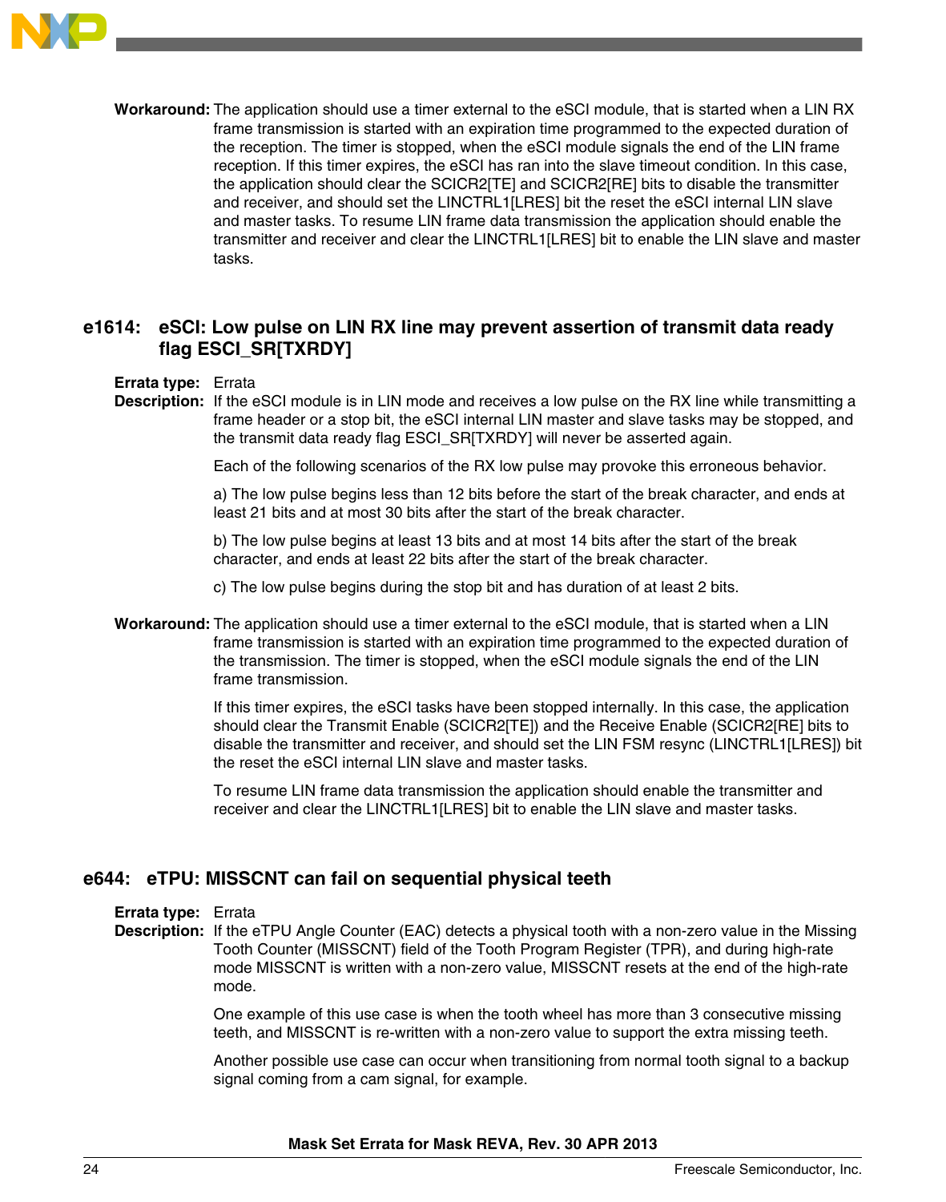**Workaround:** The application should use a timer external to the eSCI module, that is started when a LIN RX frame transmission is started with an expiration time programmed to the expected duration of the reception. The timer is stopped, when the eSCI module signals the end of the LIN frame reception. If this timer expires, the eSCI has ran into the slave timeout condition. In this case, the application should clear the SCICR2[TE] and SCICR2[RE] bits to disable the transmitter and receiver, and should set the LINCTRL1[LRES] bit the reset the eSCI internal LIN slave and master tasks. To resume LIN frame data transmission the application should enable the transmitter and receiver and clear the LINCTRL1[LRES] bit to enable the LIN slave and master tasks.

## e1614: eSCI: Low pulse on LIN RX line may prevent assertion of transmit data ready flag ESCI_SR[TXRDY]

**Errata type:** Errata

**Description:** If the eSCI module is in LIN mode and receives a low pulse on the RX line while transmitting a frame header or a stop bit, the eSCI internal LIN master and slave tasks may be stopped, and the transmit data ready flag ESCI_SR[TXRDY] will never be asserted again.

Each of the following scenarios of the RX low pulse may provoke this erroneous behavior.

a) The low pulse begins less than 12 bits before the start of the break character, and ends at least 21 bits and at most 30 bits after the start of the break character.

b) The low pulse begins at least 13 bits and at most 14 bits after the start of the break character, and ends at least 22 bits after the start of the break character.

c) The low pulse begins during the stop bit and has duration of at least 2 bits.

**Workaround:** The application should use a timer external to the eSCI module, that is started when a LIN frame transmission is started with an expiration time programmed to the expected duration of the transmission. The timer is stopped, when the eSCI module signals the end of the LIN frame transmission.

If this timer expires, the eSCI tasks have been stopped internally. In this case, the application should clear the Transmit Enable (SCICR2[TE]) and the Receive Enable (SCICR2[RE] bits to disable the transmitter and receiver, and should set the LIN FSM resync (LINCTRL1[LRES]) bit the reset the eSCI internal LIN slave and master tasks.

To resume LIN frame data transmission the application should enable the transmitter and receiver and clear the LINCTRL1[LRES] bit to enable the LIN slave and master tasks.

## e644: eTPU: MISSCNT can fail on sequential physical teeth

**Errata type:** Errata

**Description:** If the eTPU Angle Counter (EAC) detects a physical tooth with a non-zero value in the Missing Tooth Counter (MISSCNT) field of the Tooth Program Register (TPR), and during high-rate mode MISSCNT is written with a non-zero value, MISSCNT resets at the end of the high-rate mode.

One example of this use case is when the tooth wheel has more than 3 consecutive missing teeth, and MISSCNT is re-written with a non-zero value to support the extra missing teeth.

Another possible use case can occur when transitioning from normal tooth signal to a backup signal coming from a cam signal, for example.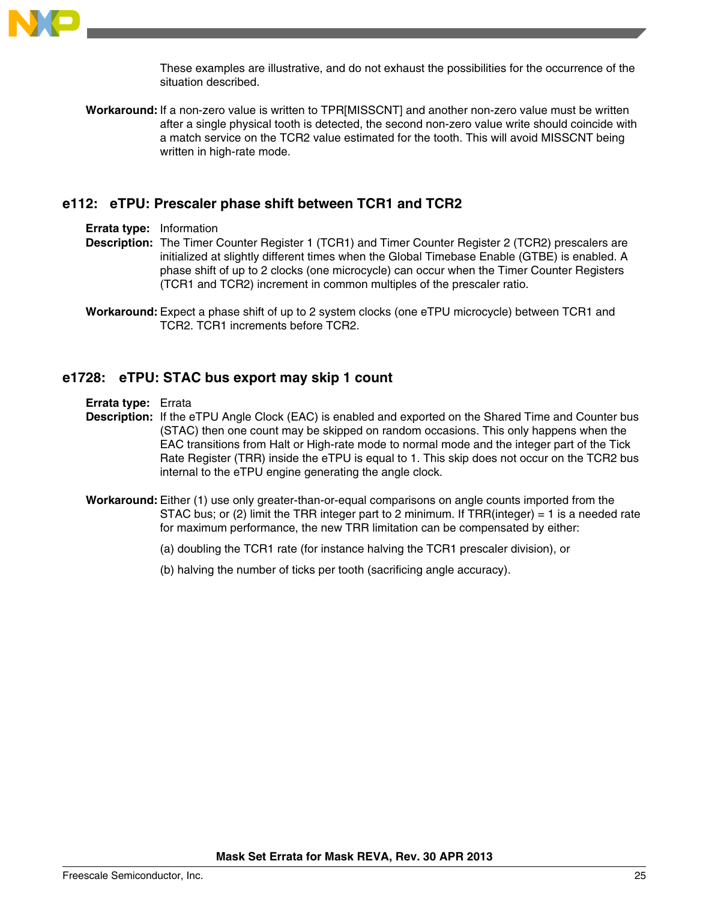These examples are illustrative, and do not exhaust the possibilities for the occurrence of the situation described.

**Workaround:** If a non-zero value is written to TPR[MISSCNT] and another non-zero value must be written after a single physical tooth is detected, the second non-zero value write should coincide with a match service on the TCR2 value estimated for the tooth. This will avoid MISSCNT being written in high-rate mode.

## e112: eTPU: Prescaler phase shift between TCR1 and TCR2

**Errata type:** Information

**Description:** The Timer Counter Register 1 (TCR1) and Timer Counter Register 2 (TCR2) prescalers are initialized at slightly different times when the Global Timebase Enable (GTBE) is enabled. A phase shift of up to 2 clocks (one microcycle) can occur when the Timer Counter Registers (TCR1 and TCR2) increment in common multiples of the prescaler ratio.

**Workaround:** Expect a phase shift of up to 2 system clocks (one eTPU microcycle) between TCR1 and TCR2. TCR1 increments before TCR2.

## e1728: eTPU: STAC bus export may skip 1 count

**Errata type:** Errata

**Description:** If the eTPU Angle Clock (EAC) is enabled and exported on the Shared Time and Counter bus (STAC) then one count may be skipped on random occasions. This only happens when the EAC transitions from Halt or High-rate mode to normal mode and the integer part of the Tick Rate Register (TRR) inside the eTPU is equal to 1. This skip does not occur on the TCR2 bus internal to the eTPU engine generating the angle clock.

**Workaround:** Either (1) use only greater-than-or-equal comparisons on angle counts imported from the STAC bus; or (2) limit the TRR integer part to 2 minimum. If TRR(integer) = 1 is a needed rate for maximum performance, the new TRR limitation can be compensated by either:

(a) doubling the TCR1 rate (for instance halving the TCR1 prescaler division), or

(b) halving the number of ticks per tooth (sacrificing angle accuracy).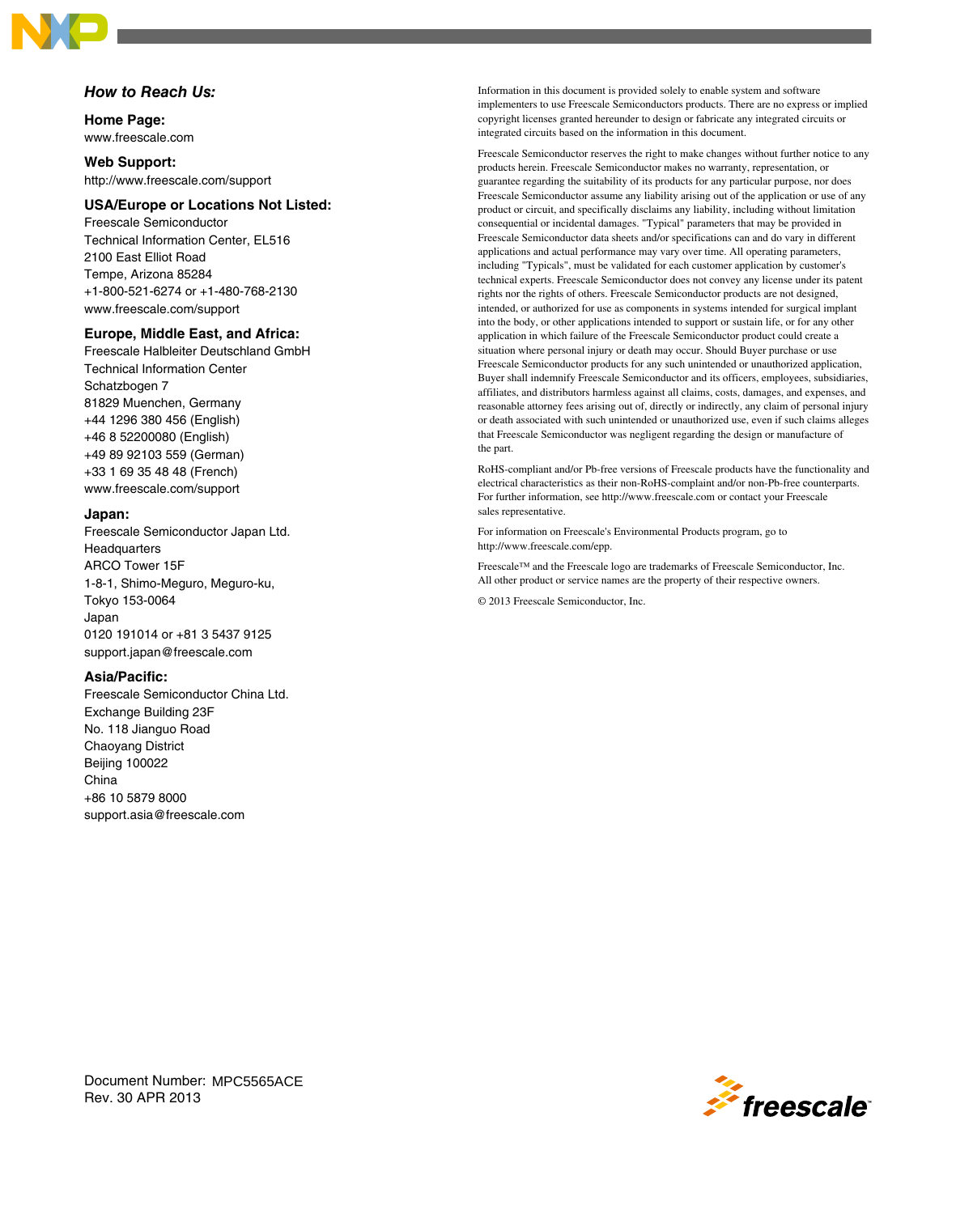### *How to Reach Us:*

**Home Page:**
www.freescale.com

**Web Support:**
http://www.freescale.com/support

**USA/Europe or Locations Not Listed:**
Freescale Semiconductor
Technical Information Center, EL516
2100 East Elliot Road
Tempe, Arizona 85284
+1-800-521-6274 or +1-480-768-2130
www.freescale.com/support

**Europe, Middle East, and Africa:**
Freescale Halbleiter Deutschland GmbH
Technical Information Center
Schatzbogen 7
81829 Muenchen, Germany
+44 1296 380 456 (English)
+46 8 52200080 (English)
+49 89 92103 559 (German)
+33 1 69 35 48 48 (French)
www.freescale.com/support

**Japan:**
Freescale Semiconductor Japan Ltd.
Headquarters
ARCO Tower 15F
1-8-1, Shimo-Meguro, Meguro-ku,
Tokyo 153-0064
Japan
0120 191014 or +81 3 5437 9125
support.japan@freescale.com

**Asia/Pacific:**
Freescale Semiconductor China Ltd.
Exchange Building 23F
No. 118 Jianguo Road
Chaoyang District
Beijing 100022
China
+86 10 5879 8000
support.asia@freescale.com

Information in this document is provided solely to enable system and software implementers to use Freescale Semiconductors products. There are no express or implied copyright licenses granted hereunder to design or fabricate any integrated circuits or integrated circuits based on the information in this document.

Freescale Semiconductor reserves the right to make changes without further notice to any products herein. Freescale Semiconductor makes no warranty, representation, or guarantee regarding the suitability of its products for any particular purpose, nor does Freescale Semiconductor assume any liability arising out of the application or use of any product or circuit, and specifically disclaims any liability, including without limitation consequential or incidental damages. "Typical" parameters that may be provided in Freescale Semiconductor data sheets and/or specifications can and do vary in different applications and actual performance may vary over time. All operating parameters, including "Typicals", must be validated for each customer application by customer's technical experts. Freescale Semiconductor does not convey any license under its patent rights nor the rights of others. Freescale Semiconductor products are not designed, intended, or authorized for use as components in systems intended for surgical implant into the body, or other applications intended to support or sustain life, or for any other application in which failure of the Freescale Semiconductor product could create a situation where personal injury or death may occur. Should Buyer purchase or use Freescale Semiconductor products for any such unintended or unauthorized application, Buyer shall indemnify Freescale Semiconductor and its officers, employees, subsidiaries, affiliates, and distributors harmless against all claims, costs, damages, and expenses, and reasonable attorney fees arising out of, directly or indirectly, any claim of personal injury or death associated with such unintended or unauthorized use, even if such claims alleges that Freescale Semiconductor was negligent regarding the design or manufacture of the part.

RoHS-compliant and/or Pb-free versions of Freescale products have the functionality and electrical characteristics as their non-RoHS-complaint and/or non-Pb-free counterparts. For further information, see http://www.freescale.com or contact your Freescale sales representative.

For information on Freescale's Environmental Products program, go to http://www.freescale.com/epp.

Freescale™ and the Freescale logo are trademarks of Freescale Semiconductor, Inc. All other product or service names are the property of their respective owners.

© 2013 Freescale Semiconductor, Inc.

Document Number: MPC5565ACE
Rev. 30 APR 2013